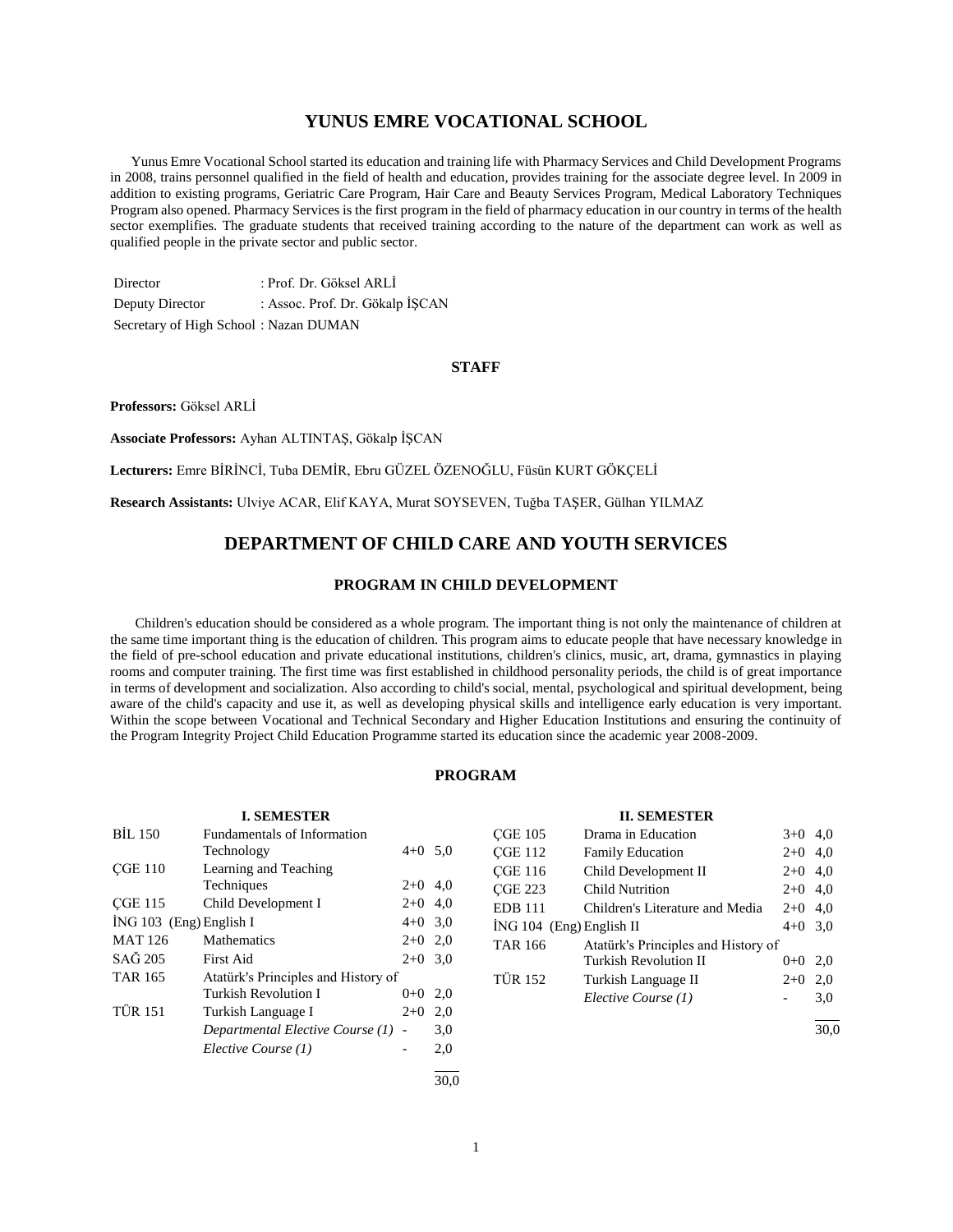# YUNUS EMRE VOCATIONAL SCHOOL

Yunus Emre Vocational School started its education and training life with Pharmacy Services and Child Development Programs in 2008, trains personnel qualified in the field of health and education, provides training for the associate degree level. In 2009 in addition to existing programs, Geriatric Care Program, Hair Care and Beauty Services Program, Medical Laboratory Techniques Program also opened. Pharmacy Services is the first program in the field of pharmacy education in our country in terms of the health sector exemplifies. The graduate students that received training according to the nature of the department can work as well as qualified people in the private sector and public sector.

Director : Prof. Dr. Göksel ARLİ
Deputy Director : Assoc. Prof. Dr. Gökalp İŞCAN
Secretary of High School : Nazan DUMAN

## STAFF

**Professors:** Göksel ARLİ

**Associate Professors:** Ayhan ALTINTAŞ, Gökalp İŞCAN

**Lecturers:** Emre BİRİNCİ, Tuba DEMİR, Ebru GÜZEL ÖZENOĞLU, Füsün KURT GÖKÇELİ

**Research Assistants:** Ulviye ACAR, Elif KAYA, Murat SOYSEVEN, Tuğba TAŞER, Gülhan YILMAZ

# DEPARTMENT OF CHILD CARE AND YOUTH SERVICES

## PROGRAM IN CHILD DEVELOPMENT

Children's education should be considered as a whole program. The important thing is not only the maintenance of children at the same time important thing is the education of children. This program aims to educate people that have necessary knowledge in the field of pre-school education and private educational institutions, children's clinics, music, art, drama, gymnastics in playing rooms and computer training. The first time was first established in childhood personality periods, the child is of great importance in terms of development and socialization. Also according to child's social, mental, psychological and spiritual development, being aware of the child's capacity and use it, as well as developing physical skills and intelligence early education is very important. Within the scope between Vocational and Technical Secondary and Higher Education Institutions and ensuring the continuity of the Program Integrity Project Child Education Programme started its education since the academic year 2008-2009.

## PROGRAM

### I. SEMESTER

| Code | Course | Hours | Credits |
|---|---|---|---|
| BİL 150 | Fundamentals of Information Technology | 4+0 | 5,0 |
| ÇGE 110 | Learning and Teaching Techniques | 2+0 | 4,0 |
| ÇGE 115 | Child Development I | 2+0 | 4,0 |
| İNG 103 (Eng) | English I | 4+0 | 3,0 |
| MAT 126 | Mathematics | 2+0 | 2,0 |
| SAĞ 205 | First Aid | 2+0 | 3,0 |
| TAR 165 | Atatürk's Principles and History of Turkish Revolution I | 0+0 | 2,0 |
| TÜR 151 | Turkish Language I | 2+0 | 2,0 |
| | *Departmental Elective Course (1)* | - | 3,0 |
| | *Elective Course (1)* | - | 2,0 |
| | | | 30,0 |

### II. SEMESTER

| Code | Course | Hours | Credits |
|---|---|---|---|
| ÇGE 105 | Drama in Education | 3+0 | 4,0 |
| ÇGE 112 | Family Education | 2+0 | 4,0 |
| ÇGE 116 | Child Development II | 2+0 | 4,0 |
| ÇGE 223 | Child Nutrition | 2+0 | 4,0 |
| EDB 111 | Children's Literature and Media | 2+0 | 4,0 |
| İNG 104 (Eng) | English II | 4+0 | 3,0 |
| TAR 166 | Atatürk's Principles and History of Turkish Revolution II | 0+0 | 2,0 |
| TÜR 152 | Turkish Language II | 2+0 | 2,0 |
| | *Elective Course (1)* | - | 3,0 |
| | | | 30,0 |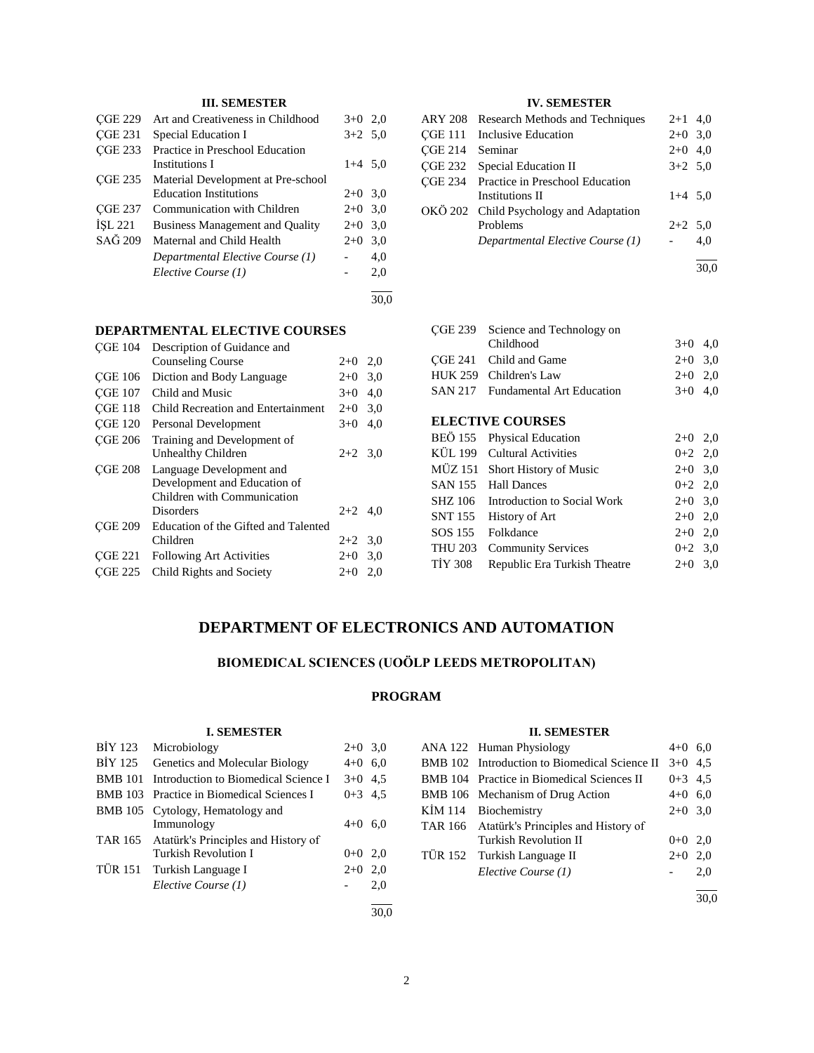### III. SEMESTER

| | | | |
|---|---|---|---|
| ÇGE 229 | Art and Creativeness in Childhood | 3+0 | 2,0 |
| ÇGE 231 | Special Education I | 3+2 | 5,0 |
| ÇGE 233 | Practice in Preschool Education Institutions I | 1+4 | 5,0 |
| ÇGE 235 | Material Development at Pre-school Education Institutions | 2+0 | 3,0 |
| ÇGE 237 | Communication with Children | 2+0 | 3,0 |
| İŞL 221 | Business Management and Quality | 2+0 | 3,0 |
| SAĞ 209 | Maternal and Child Health | 2+0 | 3,0 |
| | *Departmental Elective Course (1)* | - | 4,0 |
| | *Elective Course (1)* | - | 2,0 |
| | | | 30,0 |

### IV. SEMESTER

| | | | |
|---|---|---|---|
| ARY 208 | Research Methods and Techniques | 2+1 | 4,0 |
| ÇGE 111 | Inclusive Education | 2+0 | 3,0 |
| ÇGE 214 | Seminar | 2+0 | 4,0 |
| ÇGE 232 | Special Education II | 3+2 | 5,0 |
| ÇGE 234 | Practice in Preschool Education Institutions II | 1+4 | 5,0 |
| OKÖ 202 | Child Psychology and Adaptation Problems | 2+2 | 5,0 |
| | *Departmental Elective Course (1)* | - | 4,0 |
| | | | 30,0 |

### DEPARTMENTAL ELECTIVE COURSES

| | | | |
|---|---|---|---|
| ÇGE 104 | Description of Guidance and Counseling Course | 2+0 | 2,0 |
| ÇGE 106 | Diction and Body Language | 2+0 | 3,0 |
| ÇGE 107 | Child and Music | 3+0 | 4,0 |
| ÇGE 118 | Child Recreation and Entertainment | 2+0 | 3,0 |
| ÇGE 120 | Personal Development | 3+0 | 4,0 |
| ÇGE 206 | Training and Development of Unhealthy Children | 2+2 | 3,0 |
| ÇGE 208 | Language Development and Development and Education of Children with Communication Disorders | 2+2 | 4,0 |
| ÇGE 209 | Education of the Gifted and Talented Children | 2+2 | 3,0 |
| ÇGE 221 | Following Art Activities | 2+0 | 3,0 |
| ÇGE 225 | Child Rights and Society | 2+0 | 2,0 |
| ÇGE 239 | Science and Technology on Childhood | 3+0 | 4,0 |
| ÇGE 241 | Child and Game | 2+0 | 3,0 |
| HUK 259 | Children's Law | 2+0 | 2,0 |
| SAN 217 | Fundamental Art Education | 3+0 | 4,0 |

### ELECTIVE COURSES

| | | | |
|---|---|---|---|
| BEÖ 155 | Physical Education | 2+0 | 2,0 |
| KÜL 199 | Cultural Activities | 0+2 | 2,0 |
| MÜZ 151 | Short History of Music | 2+0 | 3,0 |
| SAN 155 | Hall Dances | 0+2 | 2,0 |
| SHZ 106 | Introduction to Social Work | 2+0 | 3,0 |
| SNT 155 | History of Art | 2+0 | 2,0 |
| SOS 155 | Folkdance | 2+0 | 2,0 |
| THU 203 | Community Services | 0+2 | 3,0 |
| TİY 308 | Republic Era Turkish Theatre | 2+0 | 3,0 |

# DEPARTMENT OF ELECTRONICS AND AUTOMATION

## BIOMEDICAL SCIENCES (UOÖLP LEEDS METROPOLITAN)

## PROGRAM

### I. SEMESTER

| | | | |
|---|---|---|---|
| BİY 123 | Microbiology | 2+0 | 3,0 |
| BİY 125 | Genetics and Molecular Biology | 4+0 | 6,0 |
| BMB 101 | Introduction to Biomedical Science I | 3+0 | 4,5 |
| BMB 103 | Practice in Biomedical Sciences I | 0+3 | 4,5 |
| BMB 105 | Cytology, Hematology and Immunology | 4+0 | 6,0 |
| TAR 165 | Atatürk's Principles and History of Turkish Revolution I | 0+0 | 2,0 |
| TÜR 151 | Turkish Language I | 2+0 | 2,0 |
| | *Elective Course (1)* | - | 2,0 |
| | | | 30,0 |

### II. SEMESTER

| | | | |
|---|---|---|---|
| ANA 122 | Human Physiology | 4+0 | 6,0 |
| BMB 102 | Introduction to Biomedical Science II | 3+0 | 4,5 |
| BMB 104 | Practice in Biomedical Sciences II | 0+3 | 4,5 |
| BMB 106 | Mechanism of Drug Action | 4+0 | 6,0 |
| KİM 114 | Biochemistry | 2+0 | 3,0 |
| TAR 166 | Atatürk's Principles and History of Turkish Revolution II | 0+0 | 2,0 |
| TÜR 152 | Turkish Language II | 2+0 | 2,0 |
| | *Elective Course (1)* | - | 2,0 |
| | | | 30,0 |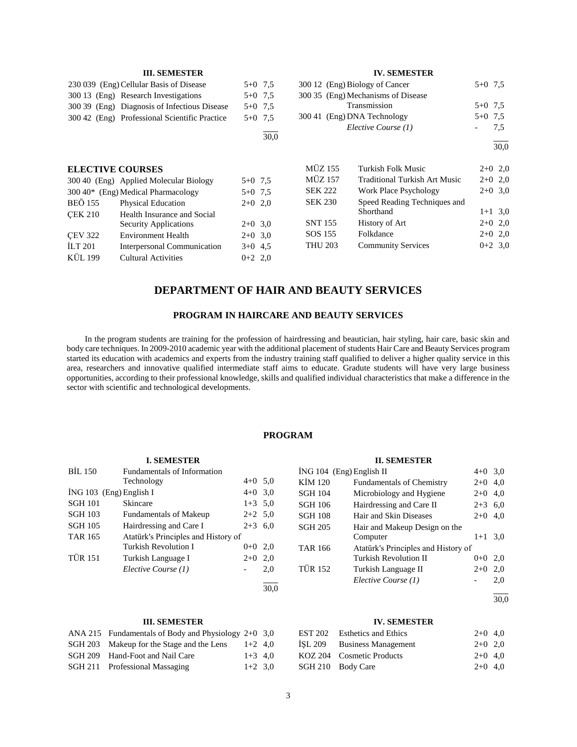### III. SEMESTER

| | | | |
|---|---|---|---|
| 230 039 (Eng) | Cellular Basis of Disease | 5+0 | 7,5 |
| 300 13 (Eng) | Research Investigations | 5+0 | 7,5 |
| 300 39 (Eng) | Diagnosis of Infectious Disease | 5+0 | 7,5 |
| 300 42 (Eng) | Professional Scientific Practice | 5+0 | 7,5 |
| | | | 30,0 |

### IV. SEMESTER

| | | | |
|---|---|---|---|
| 300 12 (Eng) | Biology of Cancer | 5+0 | 7,5 |
| 300 35 (Eng) | Mechanisms of Disease Transmission | 5+0 | 7,5 |
| 300 41 (Eng) | DNA Technology | 5+0 | 7,5 |
| | *Elective Course (1)* | - | 7,5 |
| | | | 30,0 |

### ELECTIVE COURSES

| | | | |
|---|---|---|---|
| 300 40 (Eng) | Applied Molecular Biology | 5+0 | 7,5 |
| 300 40* (Eng) | Medical Pharmacology | 5+0 | 7,5 |
| BEÖ 155 | Physical Education | 2+0 | 2,0 |
| ÇEK 210 | Health Insurance and Social Security Applications | 2+0 | 3,0 |
| ÇEV 322 | Environment Health | 2+0 | 3,0 |
| İLT 201 | Interpersonal Communication | 3+0 | 4,5 |
| KÜL 199 | Cultural Activities | 0+2 | 2,0 |
| MÜZ 155 | Turkish Folk Music | 2+0 | 2,0 |
| MÜZ 157 | Traditional Turkish Art Music | 2+0 | 2,0 |
| SEK 222 | Work Place Psychology | 2+0 | 3,0 |
| SEK 230 | Speed Reading Techniques and Shorthand | 1+1 | 3,0 |
| SNT 155 | History of Art | 2+0 | 2,0 |
| SOS 155 | Folkdance | 2+0 | 2,0 |
| THU 203 | Community Services | 0+2 | 3,0 |

## DEPARTMENT OF HAIR AND BEAUTY SERVICES

### PROGRAM IN HAIRCARE AND BEAUTY SERVICES

In the program students are training for the profession of hairdressing and beautician, hair styling, hair care, basic skin and body care techniques. In 2009-2010 academic year with the additional placement of students Hair Care and Beauty Services program started its education with academics and experts from the industry training staff qualified to deliver a higher quality service in this area, researchers and innovative qualified intermediate staff aims to educate. Gradute students will have very large business opportunities, according to their professional knowledge, skills and qualified individual characteristics that make a difference in the sector with scientific and technological developments.

### PROGRAM

### I. SEMESTER

| | | | |
|---|---|---|---|
| BİL 150 | Fundamentals of Information Technology | 4+0 | 5,0 |
| İNG 103 (Eng) | English I | 4+0 | 3,0 |
| SGH 101 | Skincare | 1+3 | 5,0 |
| SGH 103 | Fundamentals of Makeup | 2+2 | 5,0 |
| SGH 105 | Hairdressing and Care I | 2+3 | 6,0 |
| TAR 165 | Atatürk's Principles and History of Turkish Revolution I | 0+0 | 2,0 |
| TÜR 151 | Turkish Language I | 2+0 | 2,0 |
| | *Elective Course (1)* | - | 2,0 |
| | | | 30,0 |

### II. SEMESTER

| | | | |
|---|---|---|---|
| İNG 104 (Eng) | English II | 4+0 | 3,0 |
| KİM 120 | Fundamentals of Chemistry | 2+0 | 4,0 |
| SGH 104 | Microbiology and Hygiene | 2+0 | 4,0 |
| SGH 106 | Hairdressing and Care II | 2+3 | 6,0 |
| SGH 108 | Hair and Skin Diseases | 2+0 | 4,0 |
| SGH 205 | Hair and Makeup Design on the Computer | 1+1 | 3,0 |
| TAR 166 | Atatürk's Principles and History of Turkish Revolution II | 0+0 | 2,0 |
| TÜR 152 | Turkish Language II | 2+0 | 2,0 |
| | *Elective Course (1)* | - | 2,0 |
| | | | 30,0 |

### III. SEMESTER

| | | | |
|---|---|---|---|
| ANA 215 | Fundamentals of Body and Physiology | 2+0 | 3,0 |
| SGH 203 | Makeup for the Stage and the Lens | 1+2 | 4,0 |
| SGH 209 | Hand-Foot and Nail Care | 1+3 | 4,0 |
| SGH 211 | Professional Massaging | 1+2 | 3,0 |

### IV. SEMESTER

| | | | |
|---|---|---|---|
| EST 202 | Esthetics and Ethics | 2+0 | 4,0 |
| İŞL 209 | Business Management | 2+0 | 2,0 |
| KOZ 204 | Cosmetic Products | 2+0 | 4,0 |
| SGH 210 | Body Care | 2+0 | 4,0 |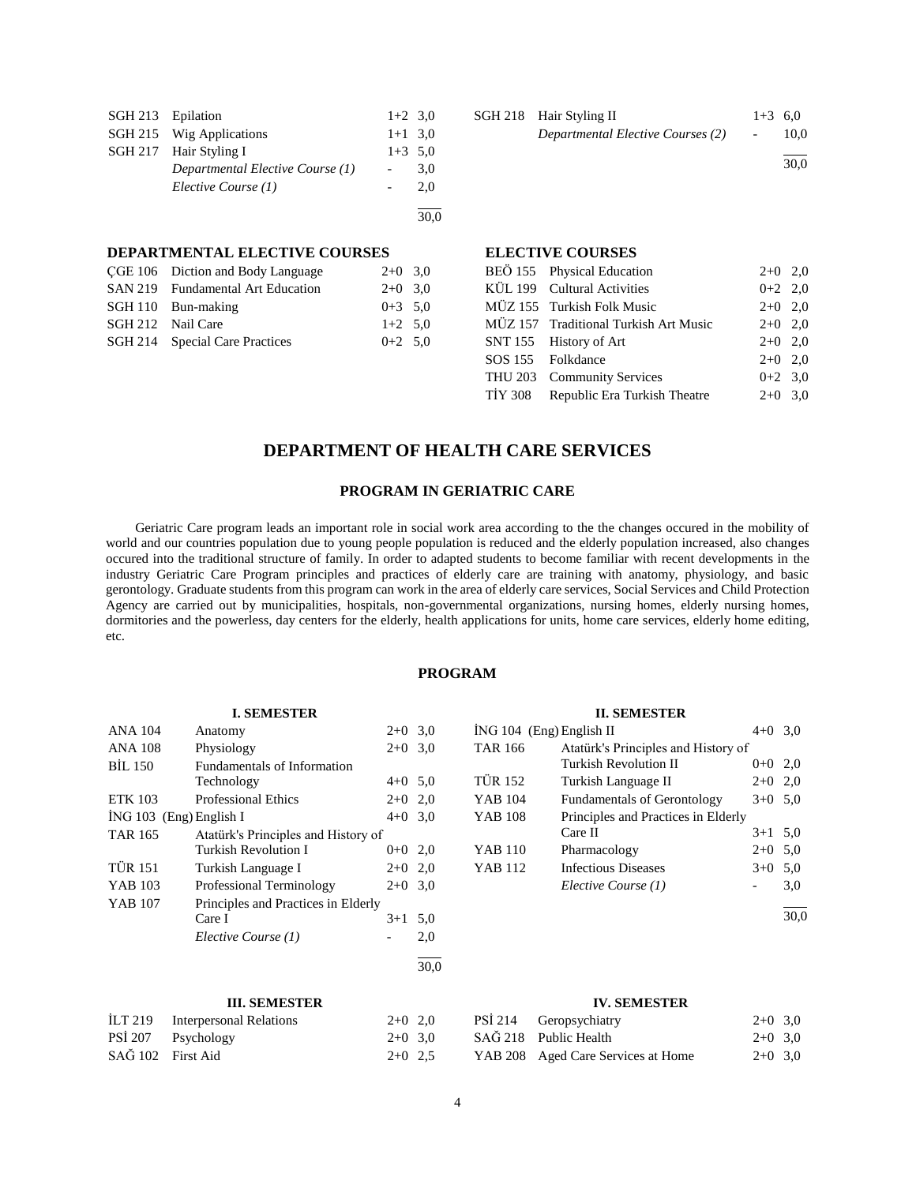| | | | |
|---|---|---|---|
| SGH 213 | Epilation | 1+2 | 3,0 |
| SGH 215 | Wig Applications | 1+1 | 3,0 |
| SGH 217 | Hair Styling I | 1+3 | 5,0 |
| | *Departmental Elective Course (1)* | - | 3,0 |
| | *Elective Course (1)* | - | 2,0 |
| | | | 30,0 |

| | | | |
|---|---|---|---|
| SGH 218 | Hair Styling II | 1+3 | 6,0 |
| | *Departmental Elective Courses (2)* | - | 10,0 |
| | | | 30,0 |

### DEPARTMENTAL ELECTIVE COURSES

| | | | |
|---|---|---|---|
| ÇGE 106 | Diction and Body Language | 2+0 | 3,0 |
| SAN 219 | Fundamental Art Education | 2+0 | 3,0 |
| SGH 110 | Bun-making | 0+3 | 5,0 |
| SGH 212 | Nail Care | 1+2 | 5,0 |
| SGH 214 | Special Care Practices | 0+2 | 5,0 |

### ELECTIVE COURSES

| | | | |
|---|---|---|---|
| BEÖ 155 | Physical Education | 2+0 | 2,0 |
| KÜL 199 | Cultural Activities | 0+2 | 2,0 |
| MÜZ 155 | Turkish Folk Music | 2+0 | 2,0 |
| MÜZ 157 | Traditional Turkish Art Music | 2+0 | 2,0 |
| SNT 155 | History of Art | 2+0 | 2,0 |
| SOS 155 | Folkdance | 2+0 | 2,0 |
| THU 203 | Community Services | 0+2 | 3,0 |
| TİY 308 | Republic Era Turkish Theatre | 2+0 | 3,0 |

## DEPARTMENT OF HEALTH CARE SERVICES

### PROGRAM IN GERIATRIC CARE

Geriatric Care program leads an important role in social work area according to the the changes occured in the mobility of world and our countries population due to young people population is reduced and the elderly population increased, also changes occured into the traditional structure of family. In order to adapted students to become familiar with recent developments in the industry Geriatric Care Program principles and practices of elderly care are training with anatomy, physiology, and basic gerontology. Graduate students from this program can work in the area of elderly care services, Social Services and Child Protection Agency are carried out by municipalities, hospitals, non-governmental organizations, nursing homes, elderly nursing homes, dormitories and the powerless, day centers for the elderly, health applications for units, home care services, elderly home editing, etc.

### PROGRAM

#### I. SEMESTER

| | | | |
|---|---|---|---|
| ANA 104 | Anatomy | 2+0 | 3,0 |
| ANA 108 | Physiology | 2+0 | 3,0 |
| BİL 150 | Fundamentals of Information Technology | 4+0 | 5,0 |
| ETK 103 | Professional Ethics | 2+0 | 2,0 |
| İNG 103 (Eng) | English I | 4+0 | 3,0 |
| TAR 165 | Atatürk's Principles and History of Turkish Revolution I | 0+0 | 2,0 |
| TÜR 151 | Turkish Language I | 2+0 | 2,0 |
| YAB 103 | Professional Terminology | 2+0 | 3,0 |
| YAB 107 | Principles and Practices in Elderly Care I | 3+1 | 5,0 |
| | *Elective Course (1)* | - | 2,0 |
| | | | 30,0 |

#### II. SEMESTER

| | | | |
|---|---|---|---|
| İNG 104 (Eng) | English II | 4+0 | 3,0 |
| TAR 166 | Atatürk's Principles and History of Turkish Revolution II | 0+0 | 2,0 |
| TÜR 152 | Turkish Language II | 2+0 | 2,0 |
| YAB 104 | Fundamentals of Gerontology | 3+0 | 5,0 |
| YAB 108 | Principles and Practices in Elderly Care II | 3+1 | 5,0 |
| YAB 110 | Pharmacology | 2+0 | 5,0 |
| YAB 112 | Infectious Diseases | 3+0 | 5,0 |
| | *Elective Course (1)* | - | 3,0 |
| | | | 30,0 |

#### III. SEMESTER

| | | | |
|---|---|---|---|
| İLT 219 | Interpersonal Relations | 2+0 | 2,0 |
| PSİ 207 | Psychology | 2+0 | 3,0 |
| SAĞ 102 | First Aid | 2+0 | 2,5 |

#### IV. SEMESTER

| | | | |
|---|---|---|---|
| PSİ 214 | Geropsychiatry | 2+0 | 3,0 |
| SAĞ 218 | Public Health | 2+0 | 3,0 |
| YAB 208 | Aged Care Services at Home | 2+0 | 3,0 |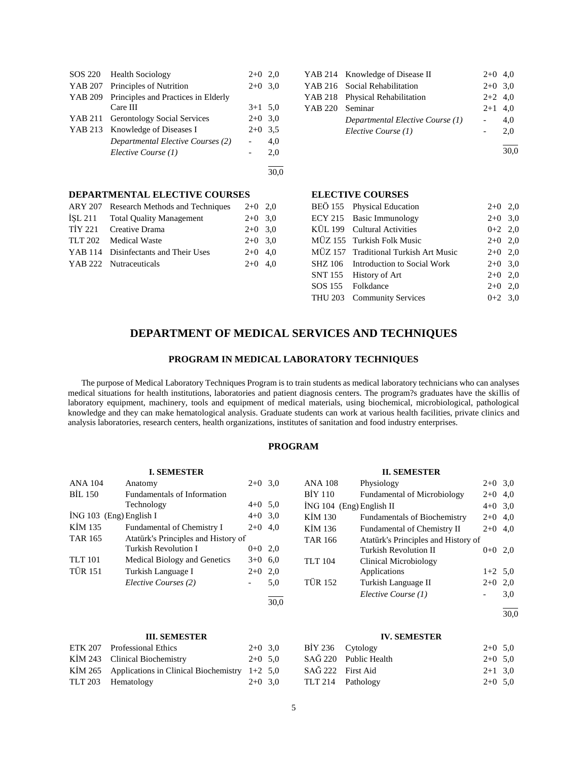| | | | |
|---|---|---|---|
| SOS 220 | Health Sociology | 2+0 | 2,0 |
| YAB 207 | Principles of Nutrition | 2+0 | 3,0 |
| YAB 209 | Principles and Practices in Elderly Care III | 3+1 | 5,0 |
| YAB 211 | Gerontology Social Services | 2+0 | 3,0 |
| YAB 213 | Knowledge of Diseases I | 2+0 | 3,5 |
| | *Departmental Elective Courses (2)* | - | 4,0 |
| | *Elective Course (1)* | - | 2,0 |
| | | | 30,0 |

| | | | |
|---|---|---|---|
| YAB 214 | Knowledge of Disease II | 2+0 | 4,0 |
| YAB 216 | Social Rehabilitation | 2+0 | 3,0 |
| YAB 218 | Physical Rehabilitation | 2+2 | 4,0 |
| YAB 220 | Seminar | 2+1 | 4,0 |
| | *Departmental Elective Course (1)* | - | 4,0 |
| | *Elective Course (1)* | - | 2,0 |
| | | | 30,0 |

### DEPARTMENTAL ELECTIVE COURSES

| | | | |
|---|---|---|---|
| ARY 207 | Research Methods and Techniques | 2+0 | 2,0 |
| İŞL 211 | Total Quality Management | 2+0 | 3,0 |
| TİY 221 | Creative Drama | 2+0 | 3,0 |
| TLT 202 | Medical Waste | 2+0 | 3,0 |
| YAB 114 | Disinfectants and Their Uses | 2+0 | 4,0 |
| YAB 222 | Nutraceuticals | 2+0 | 4,0 |

### ELECTIVE COURSES

| | | | |
|---|---|---|---|
| BEÖ 155 | Physical Education | 2+0 | 2,0 |
| ECY 215 | Basic Immunology | 2+0 | 3,0 |
| KÜL 199 | Cultural Activities | 0+2 | 2,0 |
| MÜZ 155 | Turkish Folk Music | 2+0 | 2,0 |
| MÜZ 157 | Traditional Turkish Art Music | 2+0 | 2,0 |
| SHZ 106 | Introduction to Social Work | 2+0 | 3,0 |
| SNT 155 | History of Art | 2+0 | 2,0 |
| SOS 155 | Folkdance | 2+0 | 2,0 |
| THU 203 | Community Services | 0+2 | 3,0 |

## DEPARTMENT OF MEDICAL SERVICES AND TECHNIQUES

### PROGRAM IN MEDICAL LABORATORY TECHNIQUES

The purpose of Medical Laboratory Techniques Program is to train students as medical laboratory technicians who can analyses medical situations for health institutions, laboratories and patient diagnosis centers. The program?s graduates have the skillis of laboratory equipment, machinery, tools and equipment of medical materials, using biochemical, microbiological, pathological knowledge and they can make hematological analysis. Graduate students can work at various health facilities, private clinics and analysis laboratories, research centers, health organizations, institutes of sanitation and food industry enterprises.

### PROGRAM

#### I. SEMESTER

| | | | |
|---|---|---|---|
| ANA 104 | Anatomy | 2+0 | 3,0 |
| BİL 150 | Fundamentals of Information Technology | 4+0 | 5,0 |
| İNG 103 (Eng) | English I | 4+0 | 3,0 |
| KİM 135 | Fundamental of Chemistry I | 2+0 | 4,0 |
| TAR 165 | Atatürk's Principles and History of Turkish Revolution I | 0+0 | 2,0 |
| TLT 101 | Medical Biology and Genetics | 3+0 | 6,0 |
| TÜR 151 | Turkish Language I | 2+0 | 2,0 |
| | *Elective Courses (2)* | - | 5,0 |
| | | | 30,0 |

#### II. SEMESTER

| | | | |
|---|---|---|---|
| ANA 108 | Physiology | 2+0 | 3,0 |
| BİY 110 | Fundamental of Microbiology | 2+0 | 4,0 |
| İNG 104 (Eng) | English II | 4+0 | 3,0 |
| KİM 130 | Fundamentals of Biochemistry | 2+0 | 4,0 |
| KİM 136 | Fundamental of Chemistry II | 2+0 | 4,0 |
| TAR 166 | Atatürk's Principles and History of Turkish Revolution II | 0+0 | 2,0 |
| TLT 104 | Clinical Microbiology Applications | 1+2 | 5,0 |
| TÜR 152 | Turkish Language II | 2+0 | 2,0 |
| | *Elective Course (1)* | - | 3,0 |
| | | | 30,0 |

#### III. SEMESTER

| | | | |
|---|---|---|---|
| ETK 207 | Professional Ethics | 2+0 | 3,0 |
| KİM 243 | Clinical Biochemistry | 2+0 | 5,0 |
| KİM 265 | Applications in Clinical Biochemistry | 1+2 | 5,0 |
| TLT 203 | Hematology | 2+0 | 3,0 |

#### IV. SEMESTER

| | | | |
|---|---|---|---|
| BİY 236 | Cytology | 2+0 | 5,0 |
| SAĞ 220 | Public Health | 2+0 | 5,0 |
| SAĞ 222 | First Aid | 2+1 | 3,0 |
| TLT 214 | Pathology | 2+0 | 5,0 |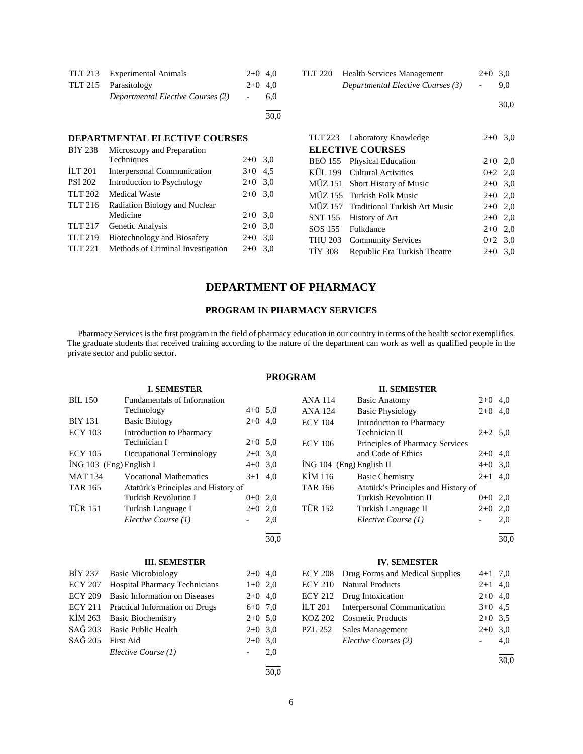| | | | |
|---|---|---|---|
| TLT 213 | Experimental Animals | 2+0 | 4,0 |
| TLT 215 | Parasitology | 2+0 | 4,0 |
| | *Departmental Elective Courses (2)* | - | 6,0 |
| | | | 30,0 |

| | | | |
|---|---|---|---|
| TLT 220 | Health Services Management | 2+0 | 3,0 |
| | *Departmental Elective Courses (3)* | - | 9,0 |
| | | | 30,0 |

### DEPARTMENTAL ELECTIVE COURSES

| | | | |
|---|---|---|---|
| BİY 238 | Microscopy and Preparation Techniques | 2+0 | 3,0 |
| İLT 201 | Interpersonal Communication | 3+0 | 4,5 |
| PSİ 202 | Introduction to Psychology | 2+0 | 3,0 |
| TLT 202 | Medical Waste | 2+0 | 3,0 |
| TLT 216 | Radiation Biology and Nuclear Medicine | 2+0 | 3,0 |
| TLT 217 | Genetic Analysis | 2+0 | 3,0 |
| TLT 219 | Biotechnology and Biosafety | 2+0 | 3,0 |
| TLT 221 | Methods of Criminal Investigation | 2+0 | 3,0 |
| TLT 223 | Laboratory Knowledge | 2+0 | 3,0 |

### ELECTIVE COURSES

| | | | |
|---|---|---|---|
| BEÖ 155 | Physical Education | 2+0 | 2,0 |
| KÜL 199 | Cultural Activities | 0+2 | 2,0 |
| MÜZ 151 | Short History of Music | 2+0 | 3,0 |
| MÜZ 155 | Turkish Folk Music | 2+0 | 2,0 |
| MÜZ 157 | Traditional Turkish Art Music | 2+0 | 2,0 |
| SNT 155 | History of Art | 2+0 | 2,0 |
| SOS 155 | Folkdance | 2+0 | 2,0 |
| THU 203 | Community Services | 0+2 | 3,0 |
| TİY 308 | Republic Era Turkish Theatre | 2+0 | 3,0 |

# DEPARTMENT OF PHARMACY

## PROGRAM IN PHARMACY SERVICES

Pharmacy Services is the first program in the field of pharmacy education in our country in terms of the health sector exemplifies. The graduate students that received training according to the nature of the department can work as well as qualified people in the private sector and public sector.

### PROGRAM

**I. SEMESTER**

| | | | |
|---|---|---|---|
| BİL 150 | Fundamentals of Information Technology | 4+0 | 5,0 |
| BİY 131 | Basic Biology | 2+0 | 4,0 |
| ECY 103 | Introduction to Pharmacy Technician I | 2+0 | 5,0 |
| ECY 105 | Occupational Terminology | 2+0 | 3,0 |
| İNG 103 | (Eng) English I | 4+0 | 3,0 |
| MAT 134 | Vocational Mathematics | 3+1 | 4,0 |
| TAR 165 | Atatürk's Principles and History of Turkish Revolution I | 0+0 | 2,0 |
| TÜR 151 | Turkish Language I | 2+0 | 2,0 |
| | *Elective Course (1)* | - | 2,0 |
| | | | 30,0 |

**II. SEMESTER**

| | | | |
|---|---|---|---|
| ANA 114 | Basic Anatomy | 2+0 | 4,0 |
| ANA 124 | Basic Physiology | 2+0 | 4,0 |
| ECY 104 | Introduction to Pharmacy Technician II | 2+2 | 5,0 |
| ECY 106 | Principles of Pharmacy Services and Code of Ethics | 2+0 | 4,0 |
| İNG 104 | (Eng) English II | 4+0 | 3,0 |
| KİM 116 | Basic Chemistry | 2+1 | 4,0 |
| TAR 166 | Atatürk's Principles and History of Turkish Revolution II | 0+0 | 2,0 |
| TÜR 152 | Turkish Language II | 2+0 | 2,0 |
| | *Elective Course (1)* | - | 2,0 |
| | | | 30,0 |

**III. SEMESTER**

| | | | |
|---|---|---|---|
| BİY 237 | Basic Microbiology | 2+0 | 4,0 |
| ECY 207 | Hospital Pharmacy Technicians | 1+0 | 2,0 |
| ECY 209 | Basic Information on Diseases | 2+0 | 4,0 |
| ECY 211 | Practical Information on Drugs | 6+0 | 7,0 |
| KİM 263 | Basic Biochemistry | 2+0 | 5,0 |
| SAĞ 203 | Basic Public Health | 2+0 | 3,0 |
| SAĞ 205 | First Aid | 2+0 | 3,0 |
| | *Elective Course (1)* | - | 2,0 |
| | | | 30,0 |

**IV. SEMESTER**

| | | | |
|---|---|---|---|
| ECY 208 | Drug Forms and Medical Supplies | 4+1 | 7,0 |
| ECY 210 | Natural Products | 2+1 | 4,0 |
| ECY 212 | Drug Intoxication | 2+0 | 4,0 |
| İLT 201 | Interpersonal Communication | 3+0 | 4,5 |
| KOZ 202 | Cosmetic Products | 2+0 | 3,5 |
| PZL 252 | Sales Management | 2+0 | 3,0 |
| | *Elective Courses (2)* | - | 4,0 |
| | | | 30,0 |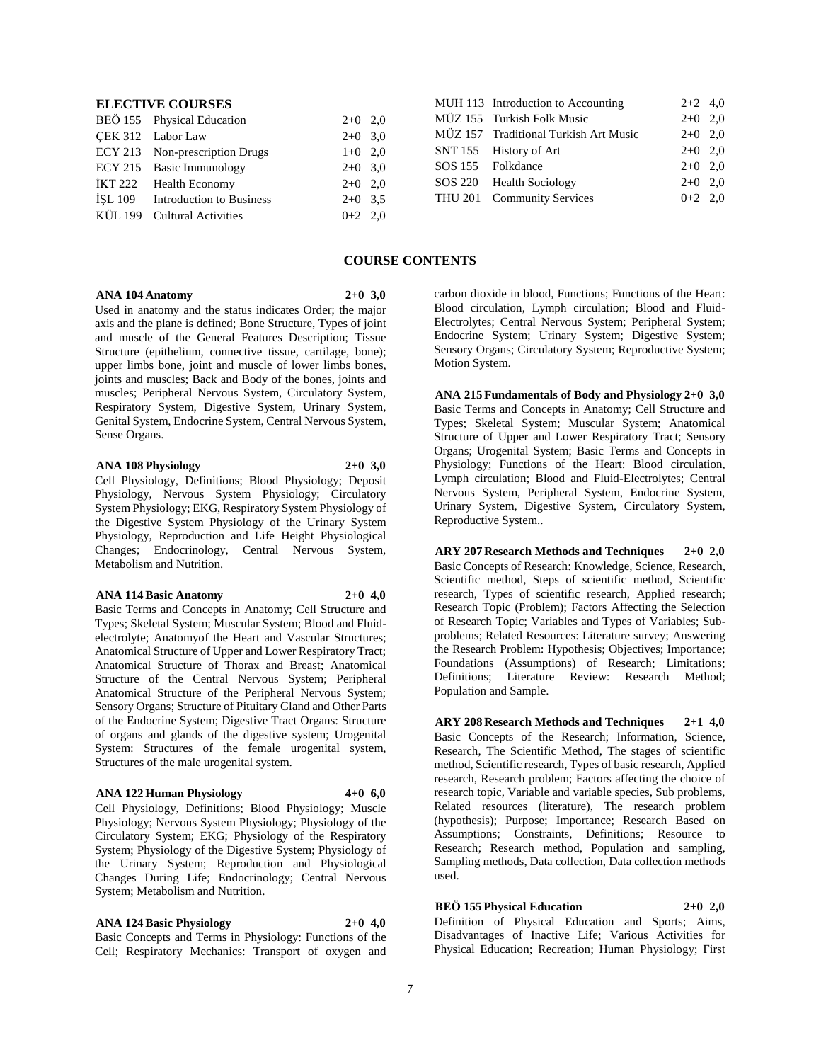## ELECTIVE COURSES

| Code | Course | Hours | Credit |
|---|---|---|---|
| BEÖ 155 | Physical Education | 2+0 | 2,0 |
| ÇEK 312 | Labor Law | 2+0 | 3,0 |
| ECY 213 | Non-prescription Drugs | 1+0 | 2,0 |
| ECY 215 | Basic Immunology | 2+0 | 3,0 |
| İKT 222 | Health Economy | 2+0 | 2,0 |
| İŞL 109 | Introduction to Business | 2+0 | 3,5 |
| KÜL 199 | Cultural Activities | 0+2 | 2,0 |
| MUH 113 | Introduction to Accounting | 2+2 | 4,0 |
| MÜZ 155 | Turkish Folk Music | 2+0 | 2,0 |
| MÜZ 157 | Traditional Turkish Art Music | 2+0 | 2,0 |
| SNT 155 | History of Art | 2+0 | 2,0 |
| SOS 155 | Folkdance | 2+0 | 2,0 |
| SOS 220 | Health Sociology | 2+0 | 2,0 |
| THU 201 | Community Services | 0+2 | 2,0 |

## COURSE CONTENTS

**ANA 104 Anatomy 2+0 3,0**

Used in anatomy and the status indicates Order; the major axis and the plane is defined; Bone Structure, Types of joint and muscle of the General Features Description; Tissue Structure (epithelium, connective tissue, cartilage, bone); upper limbs bone, joint and muscle of lower limbs bones, joints and muscles; Back and Body of the bones, joints and muscles; Peripheral Nervous System, Circulatory System, Respiratory System, Digestive System, Urinary System, Genital System, Endocrine System, Central Nervous System, Sense Organs.

**ANA 108 Physiology 2+0 3,0**

Cell Physiology, Definitions; Blood Physiology; Deposit Physiology, Nervous System Physiology; Circulatory System Physiology; EKG, Respiratory System Physiology of the Digestive System Physiology of the Urinary System Physiology, Reproduction and Life Height Physiological Changes; Endocrinology, Central Nervous System, Metabolism and Nutrition.

**ANA 114 Basic Anatomy 2+0 4,0**

Basic Terms and Concepts in Anatomy; Cell Structure and Types; Skeletal System; Muscular System; Blood and Fluid-electrolyte; Anatomyof the Heart and Vascular Structures; Anatomical Structure of Upper and Lower Respiratory Tract; Anatomical Structure of Thorax and Breast; Anatomical Structure of the Central Nervous System; Peripheral Anatomical Structure of the Peripheral Nervous System; Sensory Organs; Structure of Pituitary Gland and Other Parts of the Endocrine System; Digestive Tract Organs: Structure of organs and glands of the digestive system; Urogenital System: Structures of the female urogenital system, Structures of the male urogenital system.

**ANA 122 Human Physiology 4+0 6,0**

Cell Physiology, Definitions; Blood Physiology; Muscle Physiology; Nervous System Physiology; Physiology of the Circulatory System; EKG; Physiology of the Respiratory System; Physiology of the Digestive System; Physiology of the Urinary System; Reproduction and Physiological Changes During Life; Endocrinology; Central Nervous System; Metabolism and Nutrition.

**ANA 124 Basic Physiology 2+0 4,0**

Basic Concepts and Terms in Physiology: Functions of the Cell; Respiratory Mechanics: Transport of oxygen and carbon dioxide in blood, Functions; Functions of the Heart: Blood circulation, Lymph circulation; Blood and Fluid-Electrolytes; Central Nervous System; Peripheral System; Endocrine System; Urinary System; Digestive System; Sensory Organs; Circulatory System; Reproductive System; Motion System.

**ANA 215 Fundamentals of Body and Physiology 2+0 3,0**

Basic Terms and Concepts in Anatomy; Cell Structure and Types; Skeletal System; Muscular System; Anatomical Structure of Upper and Lower Respiratory Tract; Sensory Organs; Urogenital System; Basic Terms and Concepts in Physiology; Functions of the Heart: Blood circulation, Lymph circulation; Blood and Fluid-Electrolytes; Central Nervous System, Peripheral System, Endocrine System, Urinary System, Digestive System, Circulatory System, Reproductive System..

**ARY 207 Research Methods and Techniques 2+0 2,0**

Basic Concepts of Research: Knowledge, Science, Research, Scientific method, Steps of scientific method, Scientific research, Types of scientific research, Applied research; Research Topic (Problem); Factors Affecting the Selection of Research Topic; Variables and Types of Variables; Sub-problems; Related Resources: Literature survey; Answering the Research Problem: Hypothesis; Objectives; Importance; Foundations (Assumptions) of Research; Limitations; Definitions; Literature Review: Research Method; Population and Sample.

**ARY 208 Research Methods and Techniques 2+1 4,0**

Basic Concepts of the Research; Information, Science, Research, The Scientific Method, The stages of scientific method, Scientific research, Types of basic research, Applied research, Research problem; Factors affecting the choice of research topic, Variable and variable species, Sub problems, Related resources (literature), The research problem (hypothesis); Purpose; Importance; Research Based on Assumptions; Constraints, Definitions; Resource to Research; Research method, Population and sampling, Sampling methods, Data collection, Data collection methods used.

**BEÖ 155 Physical Education 2+0 2,0**

Definition of Physical Education and Sports; Aims, Disadvantages of Inactive Life; Various Activities for Physical Education; Recreation; Human Physiology; First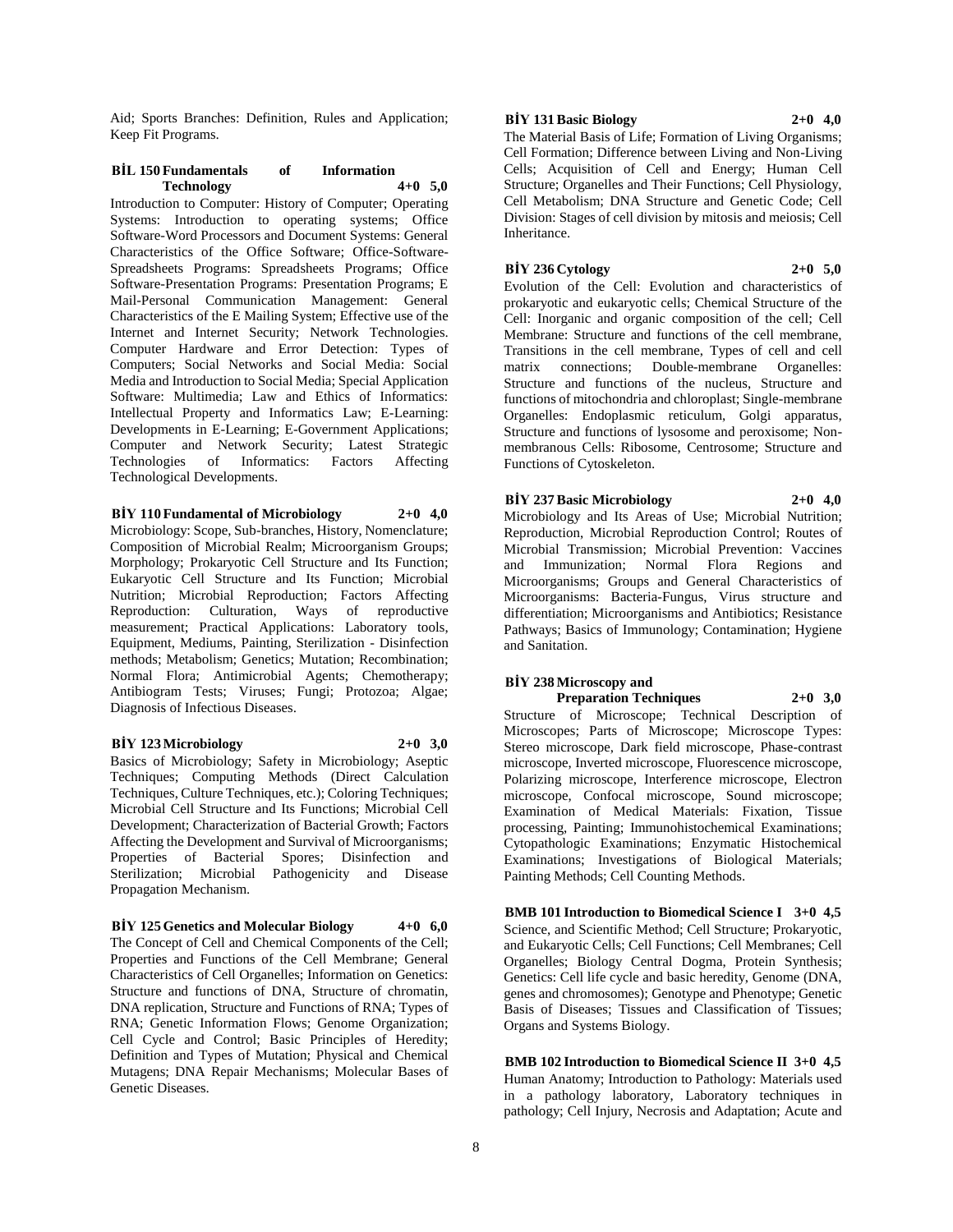Aid; Sports Branches: Definition, Rules and Application; Keep Fit Programs.

**BİL 150 Fundamentals of Information Technology 4+0 5,0**

Introduction to Computer: History of Computer; Operating Systems: Introduction to operating systems; Office Software-Word Processors and Document Systems: General Characteristics of the Office Software; Office-Software-Spreadsheets Programs: Spreadsheets Programs; Office Software-Presentation Programs: Presentation Programs; E Mail-Personal Communication Management: General Characteristics of the E Mailing System; Effective use of the Internet and Internet Security; Network Technologies. Computer Hardware and Error Detection: Types of Computers; Social Networks and Social Media: Social Media and Introduction to Social Media; Special Application Software: Multimedia; Law and Ethics of Informatics: Intellectual Property and Informatics Law; E-Learning: Developments in E-Learning; E-Government Applications; Computer and Network Security; Latest Strategic Technologies of Informatics: Factors Affecting Technological Developments.

**BİY 110 Fundamental of Microbiology 2+0 4,0**

Microbiology: Scope, Sub-branches, History, Nomenclature; Composition of Microbial Realm; Microorganism Groups; Morphology; Prokaryotic Cell Structure and Its Function; Eukaryotic Cell Structure and Its Function; Microbial Nutrition; Microbial Reproduction; Factors Affecting Reproduction: Culturation, Ways of reproductive measurement; Practical Applications: Laboratory tools, Equipment, Mediums, Painting, Sterilization - Disinfection methods; Metabolism; Genetics; Mutation; Recombination; Normal Flora; Antimicrobial Agents; Chemotherapy; Antibiogram Tests; Viruses; Fungi; Protozoa; Algae; Diagnosis of Infectious Diseases.

**BİY 123 Microbiology 2+0 3,0**

Basics of Microbiology; Safety in Microbiology; Aseptic Techniques; Computing Methods (Direct Calculation Techniques, Culture Techniques, etc.); Coloring Techniques; Microbial Cell Structure and Its Functions; Microbial Cell Development; Characterization of Bacterial Growth; Factors Affecting the Development and Survival of Microorganisms; Properties of Bacterial Spores; Disinfection and Sterilization; Microbial Pathogenicity and Disease Propagation Mechanism.

**BİY 125 Genetics and Molecular Biology 4+0 6,0**

The Concept of Cell and Chemical Components of the Cell; Properties and Functions of the Cell Membrane; General Characteristics of Cell Organelles; Information on Genetics: Structure and functions of DNA, Structure of chromatin, DNA replication, Structure and Functions of RNA; Types of RNA; Genetic Information Flows; Genome Organization; Cell Cycle and Control; Basic Principles of Heredity; Definition and Types of Mutation; Physical and Chemical Mutagens; DNA Repair Mechanisms; Molecular Bases of Genetic Diseases.

**BİY 131 Basic Biology 2+0 4,0**

The Material Basis of Life; Formation of Living Organisms; Cell Formation; Difference between Living and Non-Living Cells; Acquisition of Cell and Energy; Human Cell Structure; Organelles and Their Functions; Cell Physiology, Cell Metabolism; DNA Structure and Genetic Code; Cell Division: Stages of cell division by mitosis and meiosis; Cell Inheritance.

**BİY 236 Cytology 2+0 5,0**

Evolution of the Cell: Evolution and characteristics of prokaryotic and eukaryotic cells; Chemical Structure of the Cell: Inorganic and organic composition of the cell; Cell Membrane: Structure and functions of the cell membrane, Transitions in the cell membrane, Types of cell and cell matrix connections; Double-membrane Organelles: Structure and functions of the nucleus, Structure and functions of mitochondria and chloroplast; Single-membrane Organelles: Endoplasmic reticulum, Golgi apparatus, Structure and functions of lysosome and peroxisome; Non-membranous Cells: Ribosome, Centrosome; Structure and Functions of Cytoskeleton.

**BİY 237 Basic Microbiology 2+0 4,0**

Microbiology and Its Areas of Use; Microbial Nutrition; Reproduction, Microbial Reproduction Control; Routes of Microbial Transmission; Microbial Prevention: Vaccines and Immunization; Normal Flora Regions and Microorganisms; Groups and General Characteristics of Microorganisms: Bacteria-Fungus, Virus structure and differentiation; Microorganisms and Antibiotics; Resistance Pathways; Basics of Immunology; Contamination; Hygiene and Sanitation.

**BİY 238 Microscopy and Preparation Techniques 2+0 3,0**

Structure of Microscope; Technical Description of Microscopes; Parts of Microscope; Microscope Types: Stereo microscope, Dark field microscope, Phase-contrast microscope, Inverted microscope, Fluorescence microscope, Polarizing microscope, Interference microscope, Electron microscope, Confocal microscope, Sound microscope; Examination of Medical Materials: Fixation, Tissue processing, Painting; Immunohistochemical Examinations; Cytopathologic Examinations; Enzymatic Histochemical Examinations; Investigations of Biological Materials; Painting Methods; Cell Counting Methods.

**BMB 101 Introduction to Biomedical Science I 3+0 4,5**

Science, and Scientific Method; Cell Structure; Prokaryotic, and Eukaryotic Cells; Cell Functions; Cell Membranes; Cell Organelles; Biology Central Dogma, Protein Synthesis; Genetics: Cell life cycle and basic heredity, Genome (DNA, genes and chromosomes); Genotype and Phenotype; Genetic Basis of Diseases; Tissues and Classification of Tissues; Organs and Systems Biology.

**BMB 102 Introduction to Biomedical Science II 3+0 4,5**

Human Anatomy; Introduction to Pathology: Materials used in a pathology laboratory, Laboratory techniques in pathology; Cell Injury, Necrosis and Adaptation; Acute and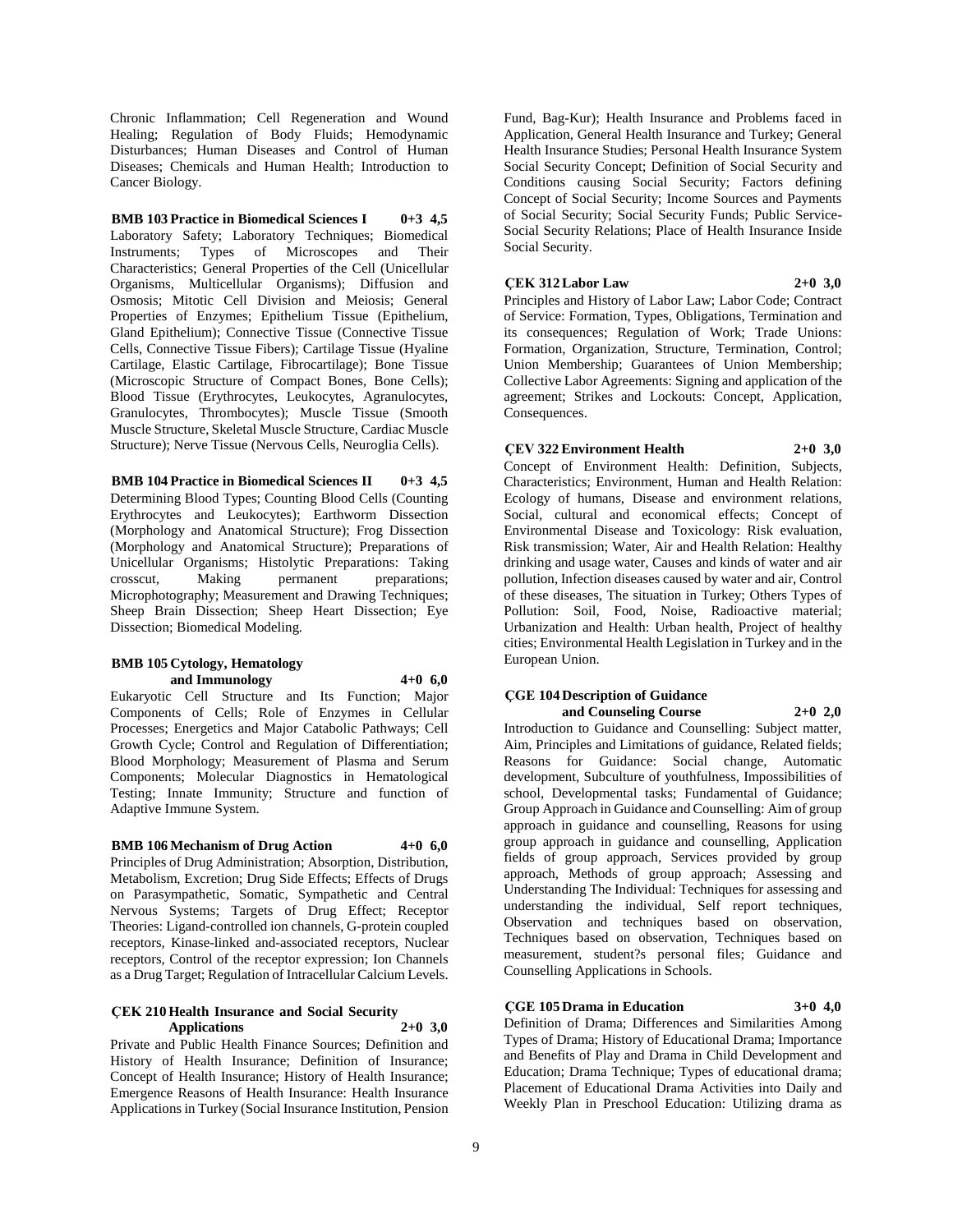Chronic Inflammation; Cell Regeneration and Wound Healing; Regulation of Body Fluids; Hemodynamic Disturbances; Human Diseases and Control of Human Diseases; Chemicals and Human Health; Introduction to Cancer Biology.

**BMB 103 Practice in Biomedical Sciences I 0+3 4,5**
Laboratory Safety; Laboratory Techniques; Biomedical Instruments; Types of Microscopes and Their Characteristics; General Properties of the Cell (Unicellular Organisms, Multicellular Organisms); Diffusion and Osmosis; Mitotic Cell Division and Meiosis; General Properties of Enzymes; Epithelium Tissue (Epithelium, Gland Epithelium); Connective Tissue (Connective Tissue Cells, Connective Tissue Fibers); Cartilage Tissue (Hyaline Cartilage, Elastic Cartilage, Fibrocartilage); Bone Tissue (Microscopic Structure of Compact Bones, Bone Cells); Blood Tissue (Erythrocytes, Leukocytes, Agranulocytes, Granulocytes, Thrombocytes); Muscle Tissue (Smooth Muscle Structure, Skeletal Muscle Structure, Cardiac Muscle Structure); Nerve Tissue (Nervous Cells, Neuroglia Cells).

**BMB 104 Practice in Biomedical Sciences II 0+3 4,5**
Determining Blood Types; Counting Blood Cells (Counting Erythrocytes and Leukocytes); Earthworm Dissection (Morphology and Anatomical Structure); Frog Dissection (Morphology and Anatomical Structure); Preparations of Unicellular Organisms; Histolytic Preparations: Taking crosscut, Making permanent preparations; Microphotography; Measurement and Drawing Techniques; Sheep Brain Dissection; Sheep Heart Dissection; Eye Dissection; Biomedical Modeling.

**BMB 105 Cytology, Hematology and Immunology 4+0 6,0**
Eukaryotic Cell Structure and Its Function; Major Components of Cells; Role of Enzymes in Cellular Processes; Energetics and Major Catabolic Pathways; Cell Growth Cycle; Control and Regulation of Differentiation; Blood Morphology; Measurement of Plasma and Serum Components; Molecular Diagnostics in Hematological Testing; Innate Immunity; Structure and function of Adaptive Immune System.

**BMB 106 Mechanism of Drug Action 4+0 6,0**
Principles of Drug Administration; Absorption, Distribution, Metabolism, Excretion; Drug Side Effects; Effects of Drugs on Parasympathetic, Somatic, Sympathetic and Central Nervous Systems; Targets of Drug Effect; Receptor Theories: Ligand-controlled ion channels, G-protein coupled receptors, Kinase-linked and-associated receptors, Nuclear receptors, Control of the receptor expression; Ion Channels as a Drug Target; Regulation of Intracellular Calcium Levels.

**ÇEK 210 Health Insurance and Social Security Applications 2+0 3,0**
Private and Public Health Finance Sources; Definition and History of Health Insurance; Definition of Insurance; Concept of Health Insurance; History of Health Insurance; Emergence Reasons of Health Insurance: Health Insurance Applications in Turkey (Social Insurance Institution, Pension Fund, Bag-Kur); Health Insurance and Problems faced in Application, General Health Insurance and Turkey; General Health Insurance Studies; Personal Health Insurance System Social Security Concept; Definition of Social Security and Conditions causing Social Security; Factors defining Concept of Social Security; Income Sources and Payments of Social Security; Social Security Funds; Public Service-Social Security Relations; Place of Health Insurance Inside Social Security.

**ÇEK 312 Labor Law 2+0 3,0**
Principles and History of Labor Law; Labor Code; Contract of Service: Formation, Types, Obligations, Termination and its consequences; Regulation of Work; Trade Unions: Formation, Organization, Structure, Termination, Control; Union Membership; Guarantees of Union Membership; Collective Labor Agreements: Signing and application of the agreement; Strikes and Lockouts: Concept, Application, Consequences.

**ÇEV 322 Environment Health 2+0 3,0**
Concept of Environment Health: Definition, Subjects, Characteristics; Environment, Human and Health Relation: Ecology of humans, Disease and environment relations, Social, cultural and economical effects; Concept of Environmental Disease and Toxicology: Risk evaluation, Risk transmission; Water, Air and Health Relation: Healthy drinking and usage water, Causes and kinds of water and air pollution, Infection diseases caused by water and air, Control of these diseases, The situation in Turkey; Others Types of Pollution: Soil, Food, Noise, Radioactive material; Urbanization and Health: Urban health, Project of healthy cities; Environmental Health Legislation in Turkey and in the European Union.

**ÇGE 104 Description of Guidance and Counseling Course 2+0 2,0**
Introduction to Guidance and Counselling: Subject matter, Aim, Principles and Limitations of guidance, Related fields; Reasons for Guidance: Social change, Automatic development, Subculture of youthfulness, Impossibilities of school, Developmental tasks; Fundamental of Guidance; Group Approach in Guidance and Counselling: Aim of group approach in guidance and counselling, Reasons for using group approach in guidance and counselling, Application fields of group approach, Services provided by group approach, Methods of group approach; Assessing and Understanding The Individual: Techniques for assessing and understanding the individual, Self report techniques, Observation and techniques based on observation, Techniques based on observation, Techniques based on measurement, student?s personal files; Guidance and Counselling Applications in Schools.

**ÇGE 105 Drama in Education 3+0 4,0**
Definition of Drama; Differences and Similarities Among Types of Drama; History of Educational Drama; Importance and Benefits of Play and Drama in Child Development and Education; Drama Technique; Types of educational drama; Placement of Educational Drama Activities into Daily and Weekly Plan in Preschool Education: Utilizing drama as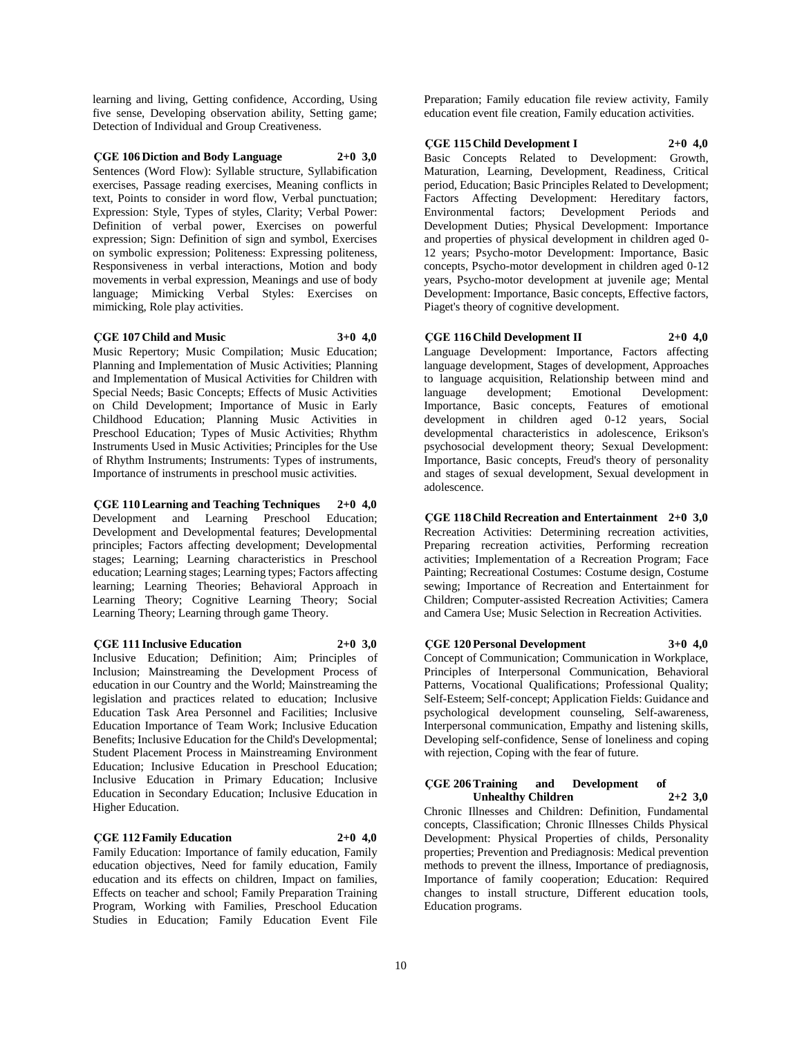learning and living, Getting confidence, According, Using five sense, Developing observation ability, Setting game; Detection of Individual and Group Creativeness.

**ÇGE 106 Diction and Body Language 2+0 3,0**
Sentences (Word Flow): Syllable structure, Syllabification exercises, Passage reading exercises, Meaning conflicts in text, Points to consider in word flow, Verbal punctuation; Expression: Style, Types of styles, Clarity; Verbal Power: Definition of verbal power, Exercises on powerful expression; Sign: Definition of sign and symbol, Exercises on symbolic expression; Politeness: Expressing politeness, Responsiveness in verbal interactions, Motion and body movements in verbal expression, Meanings and use of body language; Mimicking Verbal Styles: Exercises on mimicking, Role play activities.

**ÇGE 107 Child and Music 3+0 4,0**
Music Repertory; Music Compilation; Music Education; Planning and Implementation of Music Activities; Planning and Implementation of Musical Activities for Children with Special Needs; Basic Concepts; Effects of Music Activities on Child Development; Importance of Music in Early Childhood Education; Planning Music Activities in Preschool Education; Types of Music Activities; Rhythm Instruments Used in Music Activities; Principles for the Use of Rhythm Instruments; Instruments: Types of instruments, Importance of instruments in preschool music activities.

**ÇGE 110 Learning and Teaching Techniques 2+0 4,0**
Development and Learning Preschool Education; Development and Developmental features; Developmental principles; Factors affecting development; Developmental stages; Learning; Learning characteristics in Preschool education; Learning stages; Learning types; Factors affecting learning; Learning Theories; Behavioral Approach in Learning Theory; Cognitive Learning Theory; Social Learning Theory; Learning through game Theory.

**ÇGE 111 Inclusive Education 2+0 3,0**
Inclusive Education; Definition; Aim; Principles of Inclusion; Mainstreaming the Development Process of education in our Country and the World; Mainstreaming the legislation and practices related to education; Inclusive Education Task Area Personnel and Facilities; Inclusive Education Importance of Team Work; Inclusive Education Benefits; Inclusive Education for the Child's Developmental; Student Placement Process in Mainstreaming Environment Education; Inclusive Education in Preschool Education; Inclusive Education in Primary Education; Inclusive Education in Secondary Education; Inclusive Education in Higher Education.

**ÇGE 112 Family Education 2+0 4,0**
Family Education: Importance of family education, Family education objectives, Need for family education, Family education and its effects on children, Impact on families, Effects on teacher and school; Family Preparation Training Program, Working with Families, Preschool Education Studies in Education; Family Education Event File Preparation; Family education file review activity, Family education event file creation, Family education activities.

**ÇGE 115 Child Development I 2+0 4,0**
Basic Concepts Related to Development: Growth, Maturation, Learning, Development, Readiness, Critical period, Education; Basic Principles Related to Development; Factors Affecting Development: Hereditary factors, Environmental factors; Development Periods and Development Duties; Physical Development: Importance and properties of physical development in children aged 0-12 years; Psycho-motor Development: Importance, Basic concepts, Psycho-motor development in children aged 0-12 years, Psycho-motor development at juvenile age; Mental Development: Importance, Basic concepts, Effective factors, Piaget's theory of cognitive development.

**ÇGE 116 Child Development II 2+0 4,0**
Language Development: Importance, Factors affecting language development, Stages of development, Approaches to language acquisition, Relationship between mind and language development; Emotional Development: Importance, Basic concepts, Features of emotional development in children aged 0-12 years, Social developmental characteristics in adolescence, Erikson's psychosocial development theory; Sexual Development: Importance, Basic concepts, Freud's theory of personality and stages of sexual development, Sexual development in adolescence.

**ÇGE 118 Child Recreation and Entertainment 2+0 3,0**
Recreation Activities: Determining recreation activities, Preparing recreation activities, Performing recreation activities; Implementation of a Recreation Program; Face Painting; Recreational Costumes: Costume design, Costume sewing; Importance of Recreation and Entertainment for Children; Computer-assisted Recreation Activities; Camera and Camera Use; Music Selection in Recreation Activities.

**ÇGE 120 Personal Development 3+0 4,0**
Concept of Communication; Communication in Workplace, Principles of Interpersonal Communication, Behavioral Patterns, Vocational Qualifications; Professional Quality; Self-Esteem; Self-concept; Application Fields: Guidance and psychological development counseling, Self-awareness, Interpersonal communication, Empathy and listening skills, Developing self-confidence, Sense of loneliness and coping with rejection, Coping with the fear of future.

**ÇGE 206 Training and Development of Unhealthy Children 2+2 3,0**
Chronic Illnesses and Children: Definition, Fundamental concepts, Classification; Chronic Illnesses Childs Physical Development: Physical Properties of childs, Personality properties; Prevention and Prediagnosis: Medical prevention methods to prevent the illness, Importance of prediagnosis, Importance of family cooperation; Education: Required changes to install structure, Different education tools, Education programs.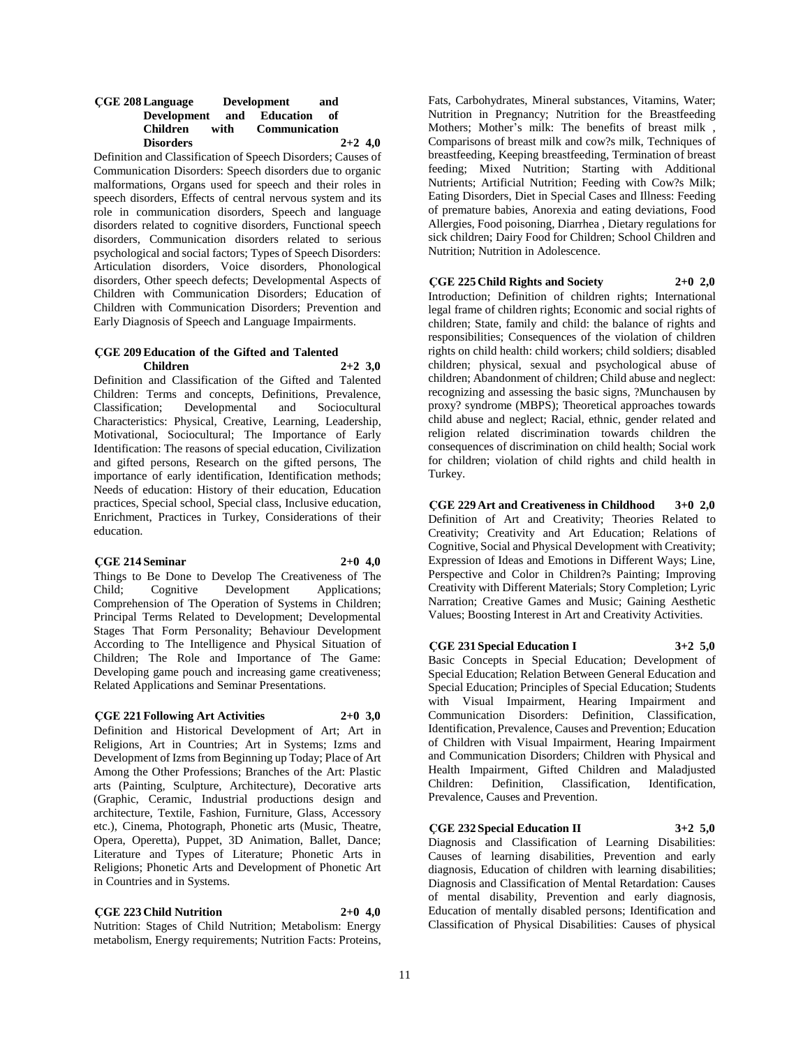### ÇGE 208 Language Development and Development and Education of Children with Communication Disorders 2+2 4,0

Definition and Classification of Speech Disorders; Causes of Communication Disorders: Speech disorders due to organic malformations, Organs used for speech and their roles in speech disorders, Effects of central nervous system and its role in communication disorders, Speech and language disorders related to cognitive disorders, Functional speech disorders, Communication disorders related to serious psychological and social factors; Types of Speech Disorders: Articulation disorders, Voice disorders, Phonological disorders, Other speech defects; Developmental Aspects of Children with Communication Disorders; Education of Children with Communication Disorders; Prevention and Early Diagnosis of Speech and Language Impairments.

### ÇGE 209 Education of the Gifted and Talented Children 2+2 3,0

Definition and Classification of the Gifted and Talented Children: Terms and concepts, Definitions, Prevalence, Classification; Developmental and Sociocultural Characteristics: Physical, Creative, Learning, Leadership, Motivational, Sociocultural; The Importance of Early Identification: The reasons of special education, Civilization and gifted persons, Research on the gifted persons, The importance of early identification, Identification methods; Needs of education: History of their education, Education practices, Special school, Special class, Inclusive education, Enrichment, Practices in Turkey, Considerations of their education.

### ÇGE 214 Seminar 2+0 4,0

Things to Be Done to Develop The Creativeness of The Child; Cognitive Development Applications; Comprehension of The Operation of Systems in Children; Principal Terms Related to Development; Developmental Stages That Form Personality; Behaviour Development According to The Intelligence and Physical Situation of Children; The Role and Importance of The Game: Developing game pouch and increasing game creativeness; Related Applications and Seminar Presentations.

### ÇGE 221 Following Art Activities 2+0 3,0

Definition and Historical Development of Art; Art in Religions, Art in Countries; Art in Systems; Izms and Development of Izms from Beginning up Today; Place of Art Among the Other Professions; Branches of the Art: Plastic arts (Painting, Sculpture, Architecture), Decorative arts (Graphic, Ceramic, Industrial productions design and architecture, Textile, Fashion, Furniture, Glass, Accessory etc.), Cinema, Photograph, Phonetic arts (Music, Theatre, Opera, Operetta), Puppet, 3D Animation, Ballet, Dance; Literature and Types of Literature; Phonetic Arts in Religions; Phonetic Arts and Development of Phonetic Art in Countries and in Systems.

### ÇGE 223 Child Nutrition 2+0 4,0

Nutrition: Stages of Child Nutrition; Metabolism: Energy metabolism, Energy requirements; Nutrition Facts: Proteins, Fats, Carbohydrates, Mineral substances, Vitamins, Water; Nutrition in Pregnancy; Nutrition for the Breastfeeding Mothers; Mother's milk: The benefits of breast milk , Comparisons of breast milk and cow?s milk, Techniques of breastfeeding, Keeping breastfeeding, Termination of breast feeding; Mixed Nutrition; Starting with Additional Nutrients; Artificial Nutrition; Feeding with Cow?s Milk; Eating Disorders, Diet in Special Cases and Illness: Feeding of premature babies, Anorexia and eating deviations, Food Allergies, Food poisoning, Diarrhea , Dietary regulations for sick children; Dairy Food for Children; School Children and Nutrition; Nutrition in Adolescence.

### ÇGE 225 Child Rights and Society 2+0 2,0

Introduction; Definition of children rights; International legal frame of children rights; Economic and social rights of children; State, family and child: the balance of rights and responsibilities; Consequences of the violation of children rights on child health: child workers; child soldiers; disabled children; physical, sexual and psychological abuse of children; Abandonment of children; Child abuse and neglect: recognizing and assessing the basic signs, ?Munchausen by proxy? syndrome (MBPS); Theoretical approaches towards child abuse and neglect; Racial, ethnic, gender related and religion related discrimination towards children the consequences of discrimination on child health; Social work for children; violation of child rights and child health in Turkey.

### ÇGE 229 Art and Creativeness in Childhood 3+0 2,0

Definition of Art and Creativity; Theories Related to Creativity; Creativity and Art Education; Relations of Cognitive, Social and Physical Development with Creativity; Expression of Ideas and Emotions in Different Ways; Line, Perspective and Color in Children?s Painting; Improving Creativity with Different Materials; Story Completion; Lyric Narration; Creative Games and Music; Gaining Aesthetic Values; Boosting Interest in Art and Creativity Activities.

### ÇGE 231 Special Education I 3+2 5,0

Basic Concepts in Special Education; Development of Special Education; Relation Between General Education and Special Education; Principles of Special Education; Students with Visual Impairment, Hearing Impairment and Communication Disorders: Definition, Classification, Identification, Prevalence, Causes and Prevention; Education of Children with Visual Impairment, Hearing Impairment and Communication Disorders; Children with Physical and Health Impairment, Gifted Children and Maladjusted Children: Definition, Classification, Identification, Prevalence, Causes and Prevention.

### ÇGE 232 Special Education II 3+2 5,0

Diagnosis and Classification of Learning Disabilities: Causes of learning disabilities, Prevention and early diagnosis, Education of children with learning disabilities; Diagnosis and Classification of Mental Retardation: Causes of mental disability, Prevention and early diagnosis, Education of mentally disabled persons; Identification and Classification of Physical Disabilities: Causes of physical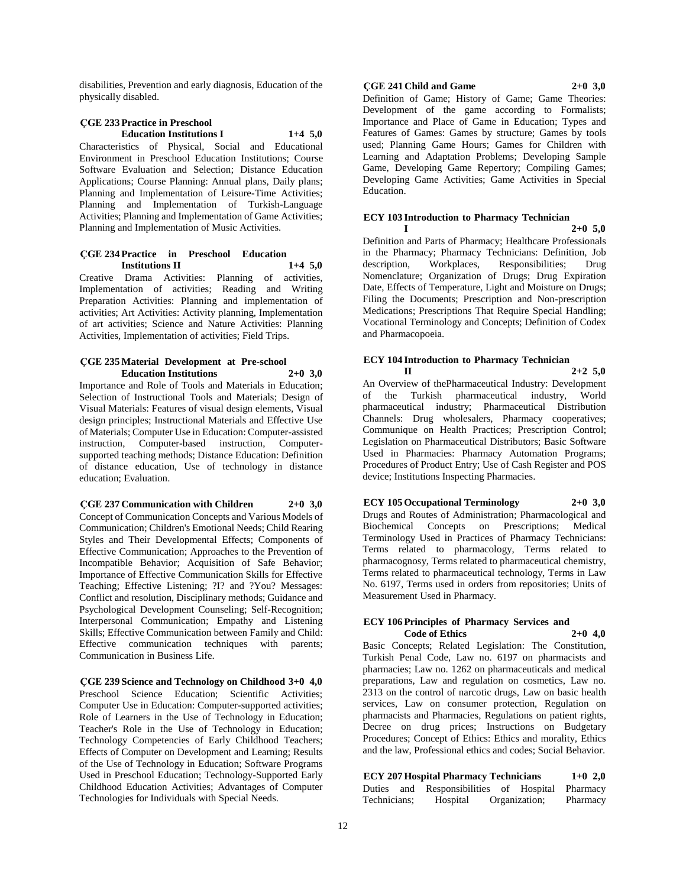disabilities, Prevention and early diagnosis, Education of the physically disabled.

**ÇGE 233 Practice in Preschool Education Institutions I 1+4 5,0**

Characteristics of Physical, Social and Educational Environment in Preschool Education Institutions; Course Software Evaluation and Selection; Distance Education Applications; Course Planning: Annual plans, Daily plans; Planning and Implementation of Leisure-Time Activities; Planning and Implementation of Turkish-Language Activities; Planning and Implementation of Game Activities; Planning and Implementation of Music Activities.

**ÇGE 234 Practice in Preschool Education Institutions II 1+4 5,0**

Creative Drama Activities: Planning of activities, Implementation of activities; Reading and Writing Preparation Activities: Planning and implementation of activities; Art Activities: Activity planning, Implementation of art activities; Science and Nature Activities: Planning Activities, Implementation of activities; Field Trips.

**ÇGE 235 Material Development at Pre-school Education Institutions 2+0 3,0**

Importance and Role of Tools and Materials in Education; Selection of Instructional Tools and Materials; Design of Visual Materials: Features of visual design elements, Visual design principles; Instructional Materials and Effective Use of Materials; Computer Use in Education: Computer-assisted instruction, Computer-based instruction, Computer-supported teaching methods; Distance Education: Definition of distance education, Use of technology in distance education; Evaluation.

**ÇGE 237 Communication with Children 2+0 3,0**

Concept of Communication Concepts and Various Models of Communication; Children's Emotional Needs; Child Rearing Styles and Their Developmental Effects; Components of Effective Communication; Approaches to the Prevention of Incompatible Behavior; Acquisition of Safe Behavior; Importance of Effective Communication Skills for Effective Teaching; Effective Listening; ?I? and ?You? Messages: Conflict and resolution, Disciplinary methods; Guidance and Psychological Development Counseling; Self-Recognition; Interpersonal Communication; Empathy and Listening Skills; Effective Communication between Family and Child: Effective communication techniques with parents; Communication in Business Life.

**ÇGE 239 Science and Technology on Childhood 3+0 4,0**

Preschool Science Education; Scientific Activities; Computer Use in Education: Computer-supported activities; Role of Learners in the Use of Technology in Education; Teacher's Role in the Use of Technology in Education; Technology Competencies of Early Childhood Teachers; Effects of Computer on Development and Learning; Results of the Use of Technology in Education; Software Programs Used in Preschool Education; Technology-Supported Early Childhood Education Activities; Advantages of Computer Technologies for Individuals with Special Needs.

**ÇGE 241 Child and Game 2+0 3,0**

Definition of Game; History of Game; Game Theories: Development of the game according to Formalists; Importance and Place of Game in Education; Types and Features of Games: Games by structure; Games by tools used; Planning Game Hours; Games for Children with Learning and Adaptation Problems; Developing Sample Game, Developing Game Repertory; Compiling Games; Developing Game Activities; Game Activities in Special Education.

**ECY 103 Introduction to Pharmacy Technician I 2+0 5,0**

Definition and Parts of Pharmacy; Healthcare Professionals in the Pharmacy; Pharmacy Technicians: Definition, Job description, Workplaces, Responsibilities; Drug Nomenclature; Organization of Drugs; Drug Expiration Date, Effects of Temperature, Light and Moisture on Drugs; Filing the Documents; Prescription and Non-prescription Medications; Prescriptions That Require Special Handling; Vocational Terminology and Concepts; Definition of Codex and Pharmacopoeia.

**ECY 104 Introduction to Pharmacy Technician II 2+2 5,0**

An Overview of thePharmaceutical Industry: Development of the Turkish pharmaceutical industry, World pharmaceutical industry; Pharmaceutical Distribution Channels: Drug wholesalers, Pharmacy cooperatives; Communique on Health Practices; Prescription Control; Legislation on Pharmaceutical Distributors; Basic Software Used in Pharmacies: Pharmacy Automation Programs; Procedures of Product Entry; Use of Cash Register and POS device; Institutions Inspecting Pharmacies.

**ECY 105 Occupational Terminology 2+0 3,0**

Drugs and Routes of Administration; Pharmacological and Biochemical Concepts on Prescriptions; Medical Terminology Used in Practices of Pharmacy Technicians: Terms related to pharmacology, Terms related to pharmacognosy, Terms related to pharmaceutical chemistry, Terms related to pharmaceutical technology, Terms in Law No. 6197, Terms used in orders from repositories; Units of Measurement Used in Pharmacy.

**ECY 106 Principles of Pharmacy Services and Code of Ethics 2+0 4,0**

Basic Concepts; Related Legislation: The Constitution, Turkish Penal Code, Law no. 6197 on pharmacists and pharmacies; Law no. 1262 on pharmaceuticals and medical preparations, Law and regulation on cosmetics, Law no. 2313 on the control of narcotic drugs, Law on basic health services, Law on consumer protection, Regulation on pharmacists and Pharmacies, Regulations on patient rights, Decree on drug prices; Instructions on Budgetary Procedures; Concept of Ethics: Ethics and morality, Ethics and the law, Professional ethics and codes; Social Behavior.

**ECY 207 Hospital Pharmacy Technicians 1+0 2,0**

Duties and Responsibilities of Hospital Pharmacy Technicians; Hospital Organization; Pharmacy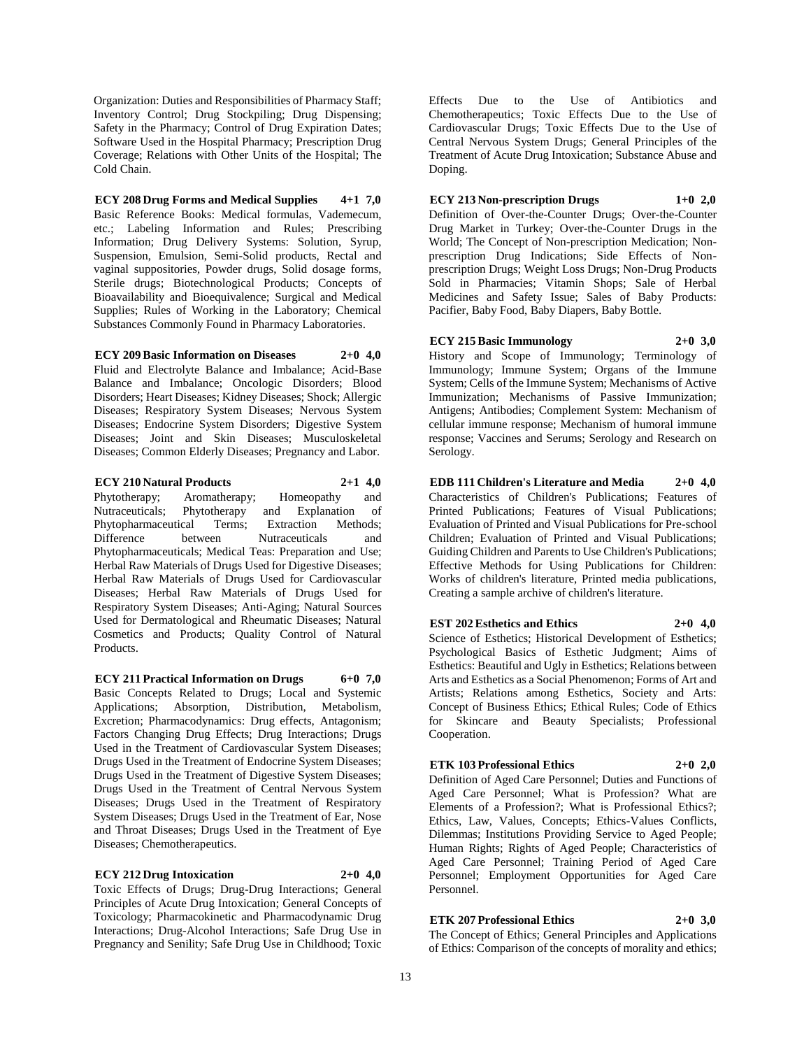Organization: Duties and Responsibilities of Pharmacy Staff; Inventory Control; Drug Stockpiling; Drug Dispensing; Safety in the Pharmacy; Control of Drug Expiration Dates; Software Used in the Hospital Pharmacy; Prescription Drug Coverage; Relations with Other Units of the Hospital; The Cold Chain.

**ECY 208 Drug Forms and Medical Supplies 4+1 7,0**

Basic Reference Books: Medical formulas, Vademecum, etc.; Labeling Information and Rules; Prescribing Information; Drug Delivery Systems: Solution, Syrup, Suspension, Emulsion, Semi-Solid products, Rectal and vaginal suppositories, Powder drugs, Solid dosage forms, Sterile drugs; Biotechnological Products; Concepts of Bioavailability and Bioequivalence; Surgical and Medical Supplies; Rules of Working in the Laboratory; Chemical Substances Commonly Found in Pharmacy Laboratories.

**ECY 209 Basic Information on Diseases 2+0 4,0**

Fluid and Electrolyte Balance and Imbalance; Acid-Base Balance and Imbalance; Oncologic Disorders; Blood Disorders; Heart Diseases; Kidney Diseases; Shock; Allergic Diseases; Respiratory System Diseases; Nervous System Diseases; Endocrine System Disorders; Digestive System Diseases; Joint and Skin Diseases; Musculoskeletal Diseases; Common Elderly Diseases; Pregnancy and Labor.

**ECY 210 Natural Products 2+1 4,0**

Phytotherapy; Aromatherapy; Homeopathy and Nutraceuticals; Phytotherapy and Explanation of Phytopharmaceutical Terms; Extraction Methods; Difference between Nutraceuticals and Phytopharmaceuticals; Medical Teas: Preparation and Use; Herbal Raw Materials of Drugs Used for Digestive Diseases; Herbal Raw Materials of Drugs Used for Cardiovascular Diseases; Herbal Raw Materials of Drugs Used for Respiratory System Diseases; Anti-Aging; Natural Sources Used for Dermatological and Rheumatic Diseases; Natural Cosmetics and Products; Quality Control of Natural Products.

**ECY 211 Practical Information on Drugs 6+0 7,0**

Basic Concepts Related to Drugs; Local and Systemic Applications; Absorption, Distribution, Metabolism, Excretion; Pharmacodynamics: Drug effects, Antagonism; Factors Changing Drug Effects; Drug Interactions; Drugs Used in the Treatment of Cardiovascular System Diseases; Drugs Used in the Treatment of Endocrine System Diseases; Drugs Used in the Treatment of Digestive System Diseases; Drugs Used in the Treatment of Central Nervous System Diseases; Drugs Used in the Treatment of Respiratory System Diseases; Drugs Used in the Treatment of Ear, Nose and Throat Diseases; Drugs Used in the Treatment of Eye Diseases; Chemotherapeutics.

**ECY 212 Drug Intoxication 2+0 4,0**

Toxic Effects of Drugs; Drug-Drug Interactions; General Principles of Acute Drug Intoxication; General Concepts of Toxicology; Pharmacokinetic and Pharmacodynamic Drug Interactions; Drug-Alcohol Interactions; Safe Drug Use in Pregnancy and Senility; Safe Drug Use in Childhood; Toxic Effects Due to the Use of Antibiotics and Chemotherapeutics; Toxic Effects Due to the Use of Cardiovascular Drugs; Toxic Effects Due to the Use of Central Nervous System Drugs; General Principles of the Treatment of Acute Drug Intoxication; Substance Abuse and Doping.

**ECY 213 Non-prescription Drugs 1+0 2,0**

Definition of Over-the-Counter Drugs; Over-the-Counter Drug Market in Turkey; Over-the-Counter Drugs in the World; The Concept of Non-prescription Medication; Non-prescription Drug Indications; Side Effects of Non-prescription Drugs; Weight Loss Drugs; Non-Drug Products Sold in Pharmacies; Vitamin Shops; Sale of Herbal Medicines and Safety Issue; Sales of Baby Products: Pacifier, Baby Food, Baby Diapers, Baby Bottle.

**ECY 215 Basic Immunology 2+0 3,0**

History and Scope of Immunology; Terminology of Immunology; Immune System; Organs of the Immune System; Cells of the Immune System; Mechanisms of Active Immunization; Mechanisms of Passive Immunization; Antigens; Antibodies; Complement System: Mechanism of cellular immune response; Mechanism of humoral immune response; Vaccines and Serums; Serology and Research on Serology.

**EDB 111 Children's Literature and Media 2+0 4,0**

Characteristics of Children's Publications; Features of Printed Publications; Features of Visual Publications; Evaluation of Printed and Visual Publications for Pre-school Children; Evaluation of Printed and Visual Publications; Guiding Children and Parents to Use Children's Publications; Effective Methods for Using Publications for Children: Works of children's literature, Printed media publications, Creating a sample archive of children's literature.

**EST 202 Esthetics and Ethics 2+0 4,0**

Science of Esthetics; Historical Development of Esthetics; Psychological Basics of Esthetic Judgment; Aims of Esthetics: Beautiful and Ugly in Esthetics; Relations between Arts and Esthetics as a Social Phenomenon; Forms of Art and Artists; Relations among Esthetics, Society and Arts: Concept of Business Ethics; Ethical Rules; Code of Ethics for Skincare and Beauty Specialists; Professional Cooperation.

**ETK 103 Professional Ethics 2+0 2,0**

Definition of Aged Care Personnel; Duties and Functions of Aged Care Personnel; What is Profession? What are Elements of a Profession?; What is Professional Ethics?; Ethics, Law, Values, Concepts; Ethics-Values Conflicts, Dilemmas; Institutions Providing Service to Aged People; Human Rights; Rights of Aged People; Characteristics of Aged Care Personnel; Training Period of Aged Care Personnel; Employment Opportunities for Aged Care Personnel.

**ETK 207 Professional Ethics 2+0 3,0**

The Concept of Ethics; General Principles and Applications of Ethics: Comparison of the concepts of morality and ethics;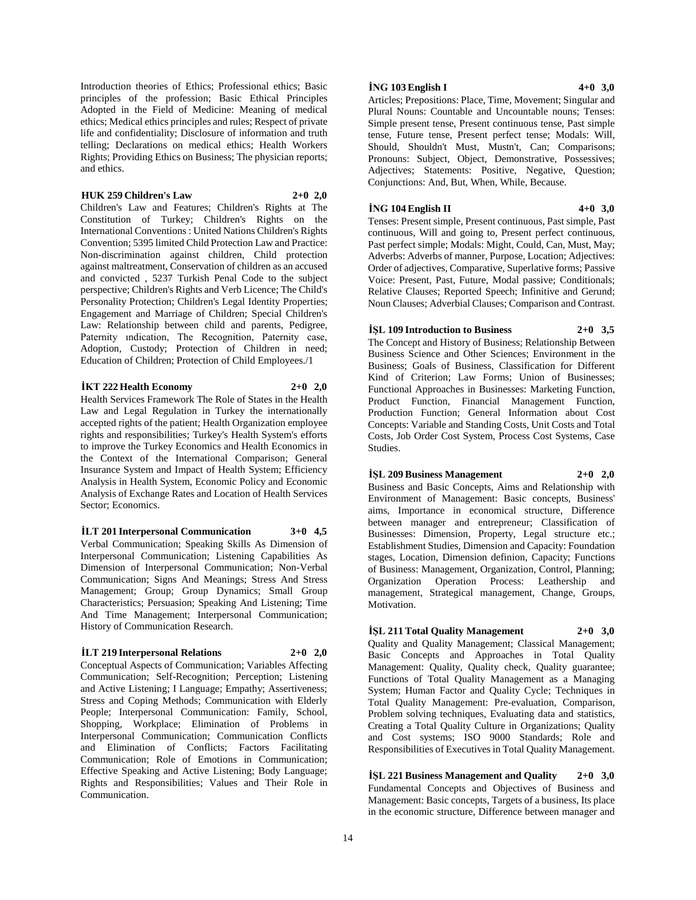Introduction theories of Ethics; Professional ethics; Basic principles of the profession; Basic Ethical Principles Adopted in the Field of Medicine: Meaning of medical ethics; Medical ethics principles and rules; Respect of private life and confidentiality; Disclosure of information and truth telling; Declarations on medical ethics; Health Workers Rights; Providing Ethics on Business; The physician reports; and ethics.

**HUK 259 Children's Law 2+0 2,0**

Children's Law and Features; Children's Rights at The Constitution of Turkey; Children's Rights on the International Conventions : United Nations Children's Rights Convention; 5395 limited Child Protection Law and Practice: Non-discrimination against children, Child protection against maltreatment, Conservation of children as an accused and convicted , 5237 Turkish Penal Code to the subject perspective; Children's Rights and Verb Licence; The Child's Personality Protection; Children's Legal Identity Properties; Engagement and Marriage of Children; Special Children's Law: Relationship between child and parents, Pedigree, Paternity ındication, The Recognition, Paternity case, Adoption, Custody; Protection of Children in need; Education of Children; Protection of Child Employees./1

**İKT 222 Health Economy 2+0 2,0**

Health Services Framework The Role of States in the Health Law and Legal Regulation in Turkey the internationally accepted rights of the patient; Health Organization employee rights and responsibilities; Turkey's Health System's efforts to improve the Turkey Economics and Health Economics in the Context of the International Comparison; General Insurance System and Impact of Health System; Efficiency Analysis in Health System, Economic Policy and Economic Analysis of Exchange Rates and Location of Health Services Sector; Economics.

**İLT 201 Interpersonal Communication 3+0 4,5**

Verbal Communication; Speaking Skills As Dimension of Interpersonal Communication; Listening Capabilities As Dimension of Interpersonal Communication; Non-Verbal Communication; Signs And Meanings; Stress And Stress Management; Group; Group Dynamics; Small Group Characteristics; Persuasion; Speaking And Listening; Time And Time Management; Interpersonal Communication; History of Communication Research.

**İLT 219 Interpersonal Relations 2+0 2,0**

Conceptual Aspects of Communication; Variables Affecting Communication; Self-Recognition; Perception; Listening and Active Listening; I Language; Empathy; Assertiveness; Stress and Coping Methods; Communication with Elderly People; Interpersonal Communication: Family, School, Shopping, Workplace; Elimination of Problems in Interpersonal Communication; Communication Conflicts and Elimination of Conflicts; Factors Facilitating Communication; Role of Emotions in Communication; Effective Speaking and Active Listening; Body Language; Rights and Responsibilities; Values and Their Role in Communication.

**İNG 103 English I 4+0 3,0**

Articles; Prepositions: Place, Time, Movement; Singular and Plural Nouns: Countable and Uncountable nouns; Tenses: Simple present tense, Present continuous tense, Past simple tense, Future tense, Present perfect tense; Modals: Will, Should, Shouldn't Must, Mustn't, Can; Comparisons; Pronouns: Subject, Object, Demonstrative, Possessives; Adjectives; Statements: Positive, Negative, Question; Conjunctions: And, But, When, While, Because.

**İNG 104 English II 4+0 3,0**

Tenses: Present simple, Present continuous, Past simple, Past continuous, Will and going to, Present perfect continuous, Past perfect simple; Modals: Might, Could, Can, Must, May; Adverbs: Adverbs of manner, Purpose, Location; Adjectives: Order of adjectives, Comparative, Superlative forms; Passive Voice: Present, Past, Future, Modal passive; Conditionals; Relative Clauses; Reported Speech; Infinitive and Gerund; Noun Clauses; Adverbial Clauses; Comparison and Contrast.

**İŞL 109 Introduction to Business 2+0 3,5**

The Concept and History of Business; Relationship Between Business Science and Other Sciences; Environment in the Business; Goals of Business, Classification for Different Kind of Criterion; Law Forms; Union of Businesses; Functional Approaches in Businesses: Marketing Function, Product Function, Financial Management Function, Production Function; General Information about Cost Concepts: Variable and Standing Costs, Unit Costs and Total Costs, Job Order Cost System, Process Cost Systems, Case Studies.

**İŞL 209 Business Management 2+0 2,0**

Business and Basic Concepts, Aims and Relationship with Environment of Management: Basic concepts, Business' aims, Importance in economical structure, Difference between manager and entrepreneur; Classification of Businesses: Dimension, Property, Legal structure etc.; Establishment Studies, Dimension and Capacity: Foundation stages, Location, Dimension definion, Capacity; Functions of Business: Management, Organization, Control, Planning; Organization Operation Process: Leathership and management, Strategical management, Change, Groups, Motivation.

**İŞL 211 Total Quality Management 2+0 3,0**

Quality and Quality Management; Classical Management; Basic Concepts and Approaches in Total Quality Management: Quality, Quality check, Quality guarantee; Functions of Total Quality Management as a Managing System; Human Factor and Quality Cycle; Techniques in Total Quality Management: Pre-evaluation, Comparison, Problem solving techniques, Evaluating data and statistics, Creating a Total Quality Culture in Organizations; Quality and Cost systems; ISO 9000 Standards; Role and Responsibilities of Executives in Total Quality Management.

**İŞL 221 Business Management and Quality 2+0 3,0**

Fundamental Concepts and Objectives of Business and Management: Basic concepts, Targets of a business, Its place in the economic structure, Difference between manager and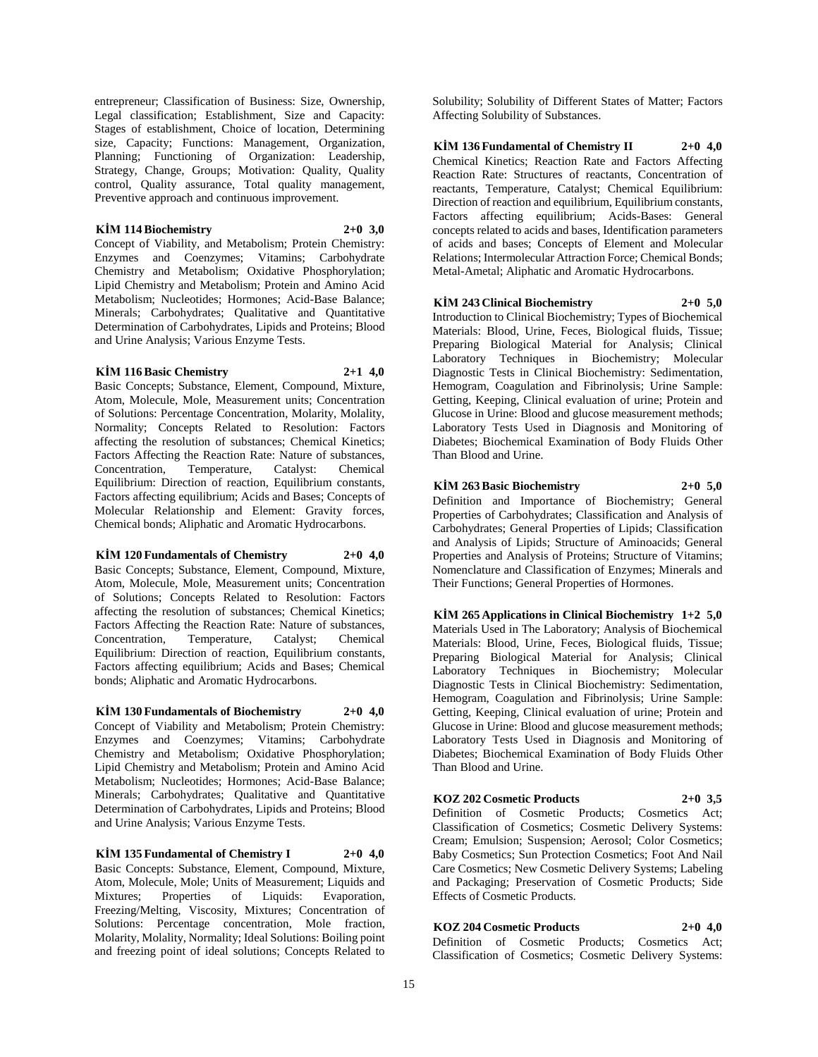entrepreneur; Classification of Business: Size, Ownership, Legal classification; Establishment, Size and Capacity: Stages of establishment, Choice of location, Determining size, Capacity; Functions: Management, Organization, Planning; Functioning of Organization: Leadership, Strategy, Change, Groups; Motivation: Quality, Quality control, Quality assurance, Total quality management, Preventive approach and continuous improvement.

**KİM 114 Biochemistry 2+0 3,0**

Concept of Viability, and Metabolism; Protein Chemistry: Enzymes and Coenzymes; Vitamins; Carbohydrate Chemistry and Metabolism; Oxidative Phosphorylation; Lipid Chemistry and Metabolism; Protein and Amino Acid Metabolism; Nucleotides; Hormones; Acid-Base Balance; Minerals; Carbohydrates; Qualitative and Quantitative Determination of Carbohydrates, Lipids and Proteins; Blood and Urine Analysis; Various Enzyme Tests.

**KİM 116 Basic Chemistry 2+1 4,0**

Basic Concepts; Substance, Element, Compound, Mixture, Atom, Molecule, Mole, Measurement units; Concentration of Solutions: Percentage Concentration, Molarity, Molality, Normality; Concepts Related to Resolution: Factors affecting the resolution of substances; Chemical Kinetics; Factors Affecting the Reaction Rate: Nature of substances, Concentration, Temperature, Catalyst: Chemical Equilibrium: Direction of reaction, Equilibrium constants, Factors affecting equilibrium; Acids and Bases; Concepts of Molecular Relationship and Element: Gravity forces, Chemical bonds; Aliphatic and Aromatic Hydrocarbons.

**KİM 120 Fundamentals of Chemistry 2+0 4,0**

Basic Concepts; Substance, Element, Compound, Mixture, Atom, Molecule, Mole, Measurement units; Concentration of Solutions; Concepts Related to Resolution: Factors affecting the resolution of substances; Chemical Kinetics; Factors Affecting the Reaction Rate: Nature of substances, Concentration, Temperature, Catalyst; Chemical Equilibrium: Direction of reaction, Equilibrium constants, Factors affecting equilibrium; Acids and Bases; Chemical bonds; Aliphatic and Aromatic Hydrocarbons.

**KİM 130 Fundamentals of Biochemistry 2+0 4,0**

Concept of Viability and Metabolism; Protein Chemistry: Enzymes and Coenzymes; Vitamins; Carbohydrate Chemistry and Metabolism; Oxidative Phosphorylation; Lipid Chemistry and Metabolism; Protein and Amino Acid Metabolism; Nucleotides; Hormones; Acid-Base Balance; Minerals; Carbohydrates; Qualitative and Quantitative Determination of Carbohydrates, Lipids and Proteins; Blood and Urine Analysis; Various Enzyme Tests.

**KİM 135 Fundamental of Chemistry I 2+0 4,0**

Basic Concepts: Substance, Element, Compound, Mixture, Atom, Molecule, Mole; Units of Measurement; Liquids and Mixtures; Properties of Liquids: Evaporation, Freezing/Melting, Viscosity, Mixtures; Concentration of Solutions: Percentage concentration, Mole fraction, Molarity, Molality, Normality; Ideal Solutions: Boiling point and freezing point of ideal solutions; Concepts Related to Solubility; Solubility of Different States of Matter; Factors Affecting Solubility of Substances.

**KİM 136 Fundamental of Chemistry II 2+0 4,0**

Chemical Kinetics; Reaction Rate and Factors Affecting Reaction Rate: Structures of reactants, Concentration of reactants, Temperature, Catalyst; Chemical Equilibrium: Direction of reaction and equilibrium, Equilibrium constants, Factors affecting equilibrium; Acids-Bases: General concepts related to acids and bases, Identification parameters of acids and bases; Concepts of Element and Molecular Relations; Intermolecular Attraction Force; Chemical Bonds; Metal-Ametal; Aliphatic and Aromatic Hydrocarbons.

**KİM 243 Clinical Biochemistry 2+0 5,0**

Introduction to Clinical Biochemistry; Types of Biochemical Materials: Blood, Urine, Feces, Biological fluids, Tissue; Preparing Biological Material for Analysis; Clinical Laboratory Techniques in Biochemistry; Molecular Diagnostic Tests in Clinical Biochemistry: Sedimentation, Hemogram, Coagulation and Fibrinolysis; Urine Sample: Getting, Keeping, Clinical evaluation of urine; Protein and Glucose in Urine: Blood and glucose measurement methods; Laboratory Tests Used in Diagnosis and Monitoring of Diabetes; Biochemical Examination of Body Fluids Other Than Blood and Urine.

**KİM 263 Basic Biochemistry 2+0 5,0**

Definition and Importance of Biochemistry; General Properties of Carbohydrates; Classification and Analysis of Carbohydrates; General Properties of Lipids; Classification and Analysis of Lipids; Structure of Aminoacids; General Properties and Analysis of Proteins; Structure of Vitamins; Nomenclature and Classification of Enzymes; Minerals and Their Functions; General Properties of Hormones.

**KİM 265 Applications in Clinical Biochemistry 1+2 5,0**

Materials Used in The Laboratory; Analysis of Biochemical Materials: Blood, Urine, Feces, Biological fluids, Tissue; Preparing Biological Material for Analysis; Clinical Laboratory Techniques in Biochemistry; Molecular Diagnostic Tests in Clinical Biochemistry: Sedimentation, Hemogram, Coagulation and Fibrinolysis; Urine Sample: Getting, Keeping, Clinical evaluation of urine; Protein and Glucose in Urine: Blood and glucose measurement methods; Laboratory Tests Used in Diagnosis and Monitoring of Diabetes; Biochemical Examination of Body Fluids Other Than Blood and Urine.

**KOZ 202 Cosmetic Products 2+0 3,5**

Definition of Cosmetic Products; Cosmetics Act; Classification of Cosmetics; Cosmetic Delivery Systems: Cream; Emulsion; Suspension; Aerosol; Color Cosmetics; Baby Cosmetics; Sun Protection Cosmetics; Foot And Nail Care Cosmetics; New Cosmetic Delivery Systems; Labeling and Packaging; Preservation of Cosmetic Products; Side Effects of Cosmetic Products.

**KOZ 204 Cosmetic Products 2+0 4,0**

Definition of Cosmetic Products; Cosmetics Act; Classification of Cosmetics; Cosmetic Delivery Systems: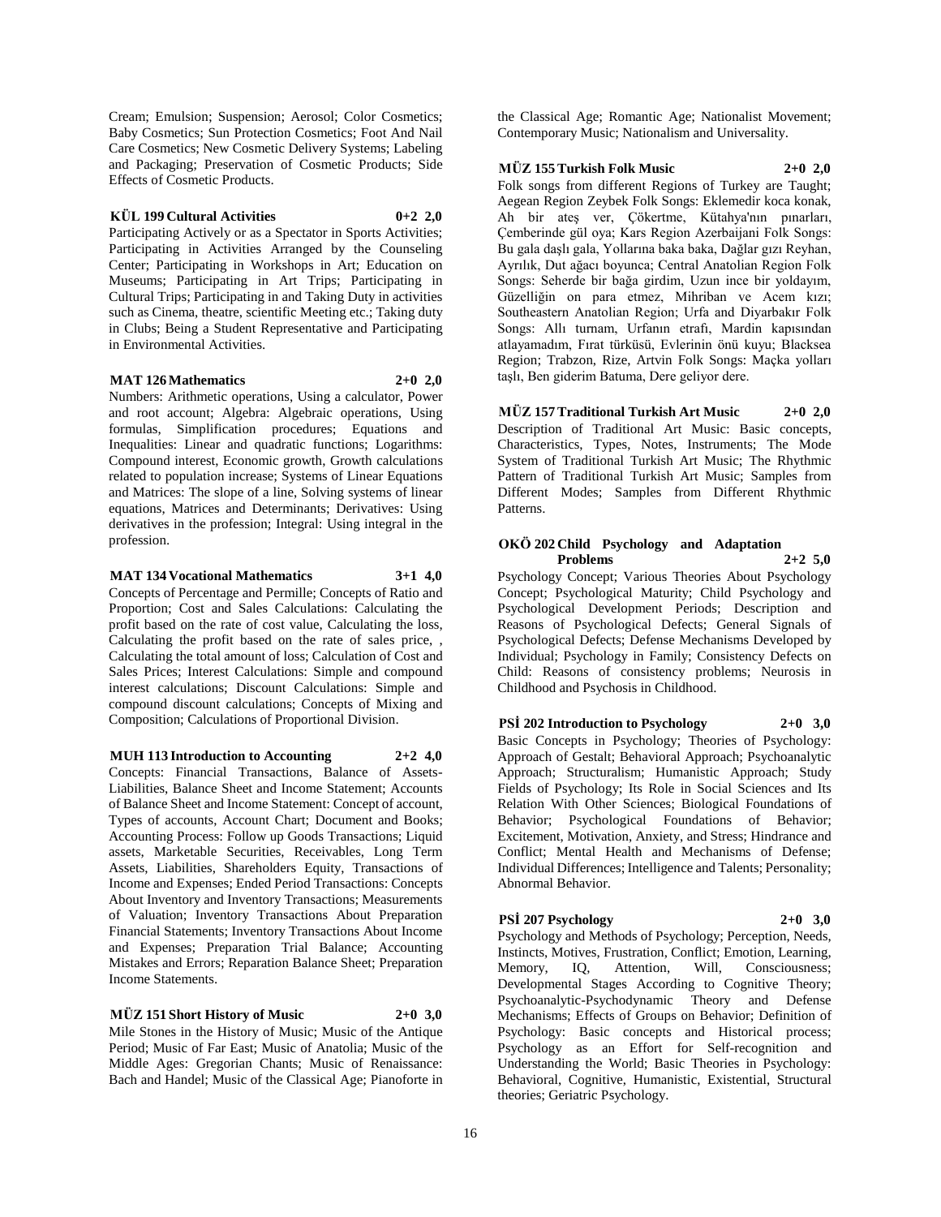Cream; Emulsion; Suspension; Aerosol; Color Cosmetics; Baby Cosmetics; Sun Protection Cosmetics; Foot And Nail Care Cosmetics; New Cosmetic Delivery Systems; Labeling and Packaging; Preservation of Cosmetic Products; Side Effects of Cosmetic Products.

**KÜL 199 Cultural Activities 0+2 2,0**

Participating Actively or as a Spectator in Sports Activities; Participating in Activities Arranged by the Counseling Center; Participating in Workshops in Art; Education on Museums; Participating in Art Trips; Participating in Cultural Trips; Participating in and Taking Duty in activities such as Cinema, theatre, scientific Meeting etc.; Taking duty in Clubs; Being a Student Representative and Participating in Environmental Activities.

**MAT 126 Mathematics 2+0 2,0**

Numbers: Arithmetic operations, Using a calculator, Power and root account; Algebra: Algebraic operations, Using formulas, Simplification procedures; Equations and Inequalities: Linear and quadratic functions; Logarithms: Compound interest, Economic growth, Growth calculations related to population increase; Systems of Linear Equations and Matrices: The slope of a line, Solving systems of linear equations, Matrices and Determinants; Derivatives: Using derivatives in the profession; Integral: Using integral in the profession.

**MAT 134 Vocational Mathematics 3+1 4,0**

Concepts of Percentage and Permille; Concepts of Ratio and Proportion; Cost and Sales Calculations: Calculating the profit based on the rate of cost value, Calculating the loss, Calculating the profit based on the rate of sales price, , Calculating the total amount of loss; Calculation of Cost and Sales Prices; Interest Calculations: Simple and compound interest calculations; Discount Calculations: Simple and compound discount calculations; Concepts of Mixing and Composition; Calculations of Proportional Division.

**MUH 113 Introduction to Accounting 2+2 4,0**

Concepts: Financial Transactions, Balance of Assets-Liabilities, Balance Sheet and Income Statement; Accounts of Balance Sheet and Income Statement: Concept of account, Types of accounts, Account Chart; Document and Books; Accounting Process: Follow up Goods Transactions; Liquid assets, Marketable Securities, Receivables, Long Term Assets, Liabilities, Shareholders Equity, Transactions of Income and Expenses; Ended Period Transactions: Concepts About Inventory and Inventory Transactions; Measurements of Valuation; Inventory Transactions About Preparation Financial Statements; Inventory Transactions About Income and Expenses; Preparation Trial Balance; Accounting Mistakes and Errors; Reparation Balance Sheet; Preparation Income Statements.

**MÜZ 151 Short History of Music 2+0 3,0**

Mile Stones in the History of Music; Music of the Antique Period; Music of Far East; Music of Anatolia; Music of the Middle Ages: Gregorian Chants; Music of Renaissance: Bach and Handel; Music of the Classical Age; Pianoforte in the Classical Age; Romantic Age; Nationalist Movement; Contemporary Music; Nationalism and Universality.

**MÜZ 155 Turkish Folk Music 2+0 2,0**

Folk songs from different Regions of Turkey are Taught; Aegean Region Zeybek Folk Songs: Eklemedir koca konak, Ah bir ateş ver, Çökertme, Kütahya'nın pınarları, Çemberinde gül oya; Kars Region Azerbaijani Folk Songs: Bu gala daşlı gala, Yollarına baka baka, Dağlar gızı Reyhan, Ayrılık, Dut ağacı boyunca; Central Anatolian Region Folk Songs: Seherde bir bağa girdim, Uzun ince bir yoldayım, Güzelliğin on para etmez, Mihriban ve Acem kızı; Southeastern Anatolian Region; Urfa and Diyarbakır Folk Songs: Allı turnam, Urfanın etrafı, Mardin kapısından atlayamadım, Fırat türküsü, Evlerinin önü kuyu; Blacksea Region; Trabzon, Rize, Artvin Folk Songs: Maçka yolları taşlı, Ben giderim Batuma, Dere geliyor dere.

**MÜZ 157 Traditional Turkish Art Music 2+0 2,0**

Description of Traditional Art Music: Basic concepts, Characteristics, Types, Notes, Instruments; The Mode System of Traditional Turkish Art Music; The Rhythmic Pattern of Traditional Turkish Art Music; Samples from Different Modes; Samples from Different Rhythmic Patterns.

**OKÖ 202 Child Psychology and Adaptation Problems 2+2 5,0**

Psychology Concept; Various Theories About Psychology Concept; Psychological Maturity; Child Psychology and Psychological Development Periods; Description and Reasons of Psychological Defects; General Signals of Psychological Defects; Defense Mechanisms Developed by Individual; Psychology in Family; Consistency Defects on Child: Reasons of consistency problems; Neurosis in Childhood and Psychosis in Childhood.

**PSİ 202 Introduction to Psychology 2+0 3,0**

Basic Concepts in Psychology; Theories of Psychology: Approach of Gestalt; Behavioral Approach; Psychoanalytic Approach; Structuralism; Humanistic Approach; Study Fields of Psychology; Its Role in Social Sciences and Its Relation With Other Sciences; Biological Foundations of Behavior; Psychological Foundations of Behavior; Excitement, Motivation, Anxiety, and Stress; Hindrance and Conflict; Mental Health and Mechanisms of Defense; Individual Differences; Intelligence and Talents; Personality; Abnormal Behavior.

**PSİ 207 Psychology 2+0 3,0**

Psychology and Methods of Psychology; Perception, Needs, Instincts, Motives, Frustration, Conflict; Emotion, Learning, Memory, IQ, Attention, Will, Consciousness; Developmental Stages According to Cognitive Theory; Psychoanalytic-Psychodynamic Theory and Defense Mechanisms; Effects of Groups on Behavior; Definition of Psychology: Basic concepts and Historical process; Psychology as an Effort for Self-recognition and Understanding the World; Basic Theories in Psychology: Behavioral, Cognitive, Humanistic, Existential, Structural theories; Geriatric Psychology.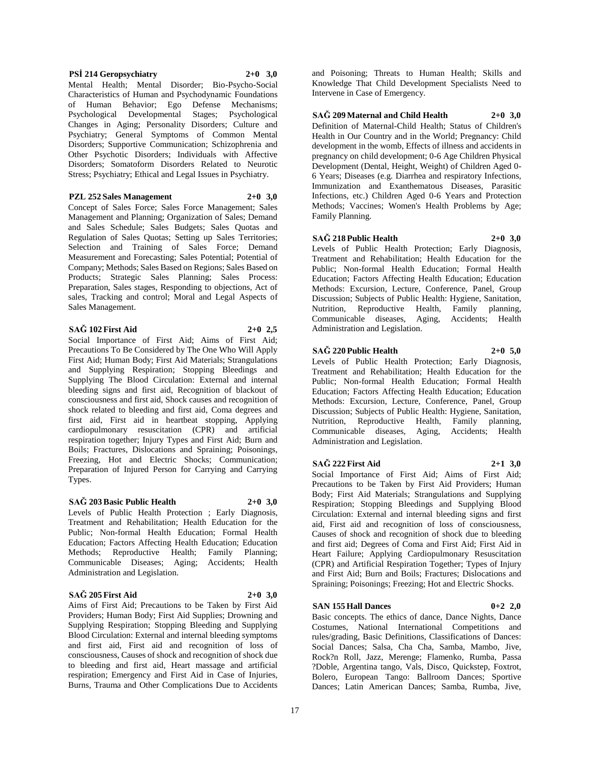**PSİ 214 Geropsychiatry 2+0 3,0**

Mental Health; Mental Disorder; Bio-Psycho-Social Characteristics of Human and Psychodynamic Foundations of Human Behavior; Ego Defense Mechanisms; Psychological Developmental Stages; Psychological Changes in Aging; Personality Disorders; Culture and Psychiatry; General Symptoms of Common Mental Disorders; Supportive Communication; Schizophrenia and Other Psychotic Disorders; Individuals with Affective Disorders; Somatoform Disorders Related to Neurotic Stress; Psychiatry; Ethical and Legal Issues in Psychiatry.

**PZL 252 Sales Management 2+0 3,0**

Concept of Sales Force; Sales Force Management; Sales Management and Planning; Organization of Sales; Demand and Sales Schedule; Sales Budgets; Sales Quotas and Regulation of Sales Quotas; Setting up Sales Territories; Selection and Training of Sales Force; Demand Measurement and Forecasting; Sales Potential; Potential of Company; Methods; Sales Based on Regions; Sales Based on Products; Strategic Sales Planning; Sales Process: Preparation, Sales stages, Responding to objections, Act of sales, Tracking and control; Moral and Legal Aspects of Sales Management.

**SAĞ 102 First Aid 2+0 2,5**

Social Importance of First Aid; Aims of First Aid; Precautions To Be Considered by The One Who Will Apply First Aid; Human Body; First Aid Materials; Strangulations and Supplying Respiration; Stopping Bleedings and Supplying The Blood Circulation: External and internal bleeding signs and first aid, Recognition of blackout of consciousness and first aid, Shock causes and recognition of shock related to bleeding and first aid, Coma degrees and first aid, First aid in heartbeat stopping, Applying cardiopulmonary resuscitation (CPR) and artificial respiration together; Injury Types and First Aid; Burn and Boils; Fractures, Dislocations and Spraining; Poisonings, Freezing, Hot and Electric Shocks; Communication; Preparation of Injured Person for Carrying and Carrying Types.

**SAĞ 203 Basic Public Health 2+0 3,0**

Levels of Public Health Protection ; Early Diagnosis, Treatment and Rehabilitation; Health Education for the Public; Non-formal Health Education; Formal Health Education; Factors Affecting Health Education; Education Methods; Reproductive Health; Family Planning; Communicable Diseases; Aging; Accidents; Health Administration and Legislation.

**SAĞ 205 First Aid 2+0 3,0**

Aims of First Aid; Precautions to be Taken by First Aid Providers; Human Body; First Aid Supplies; Drowning and Supplying Respiration; Stopping Bleeding and Supplying Blood Circulation: External and internal bleeding symptoms and first aid, First aid and recognition of loss of consciousness, Causes of shock and recognition of shock due to bleeding and first aid, Heart massage and artificial respiration; Emergency and First Aid in Case of Injuries, Burns, Trauma and Other Complications Due to Accidents and Poisoning; Threats to Human Health; Skills and Knowledge That Child Development Specialists Need to Intervene in Case of Emergency.

**SAĞ 209 Maternal and Child Health 2+0 3,0**

Definition of Maternal-Child Health; Status of Children's Health in Our Country and in the World; Pregnancy: Child development in the womb, Effects of illness and accidents in pregnancy on child development; 0-6 Age Children Physical Development (Dental, Height, Weight) of Children Aged 0-6 Years; Diseases (e.g. Diarrhea and respiratory Infections, Immunization and Exanthematous Diseases, Parasitic Infections, etc.) Children Aged 0-6 Years and Protection Methods; Vaccines; Women's Health Problems by Age; Family Planning.

**SAĞ 218 Public Health 2+0 3,0**

Levels of Public Health Protection; Early Diagnosis, Treatment and Rehabilitation; Health Education for the Public; Non-formal Health Education; Formal Health Education; Factors Affecting Health Education; Education Methods: Excursion, Lecture, Conference, Panel, Group Discussion; Subjects of Public Health: Hygiene, Sanitation, Nutrition, Reproductive Health, Family planning, Communicable diseases, Aging, Accidents; Health Administration and Legislation.

**SAĞ 220 Public Health 2+0 5,0**

Levels of Public Health Protection; Early Diagnosis, Treatment and Rehabilitation; Health Education for the Public; Non-formal Health Education; Formal Health Education; Factors Affecting Health Education; Education Methods: Excursion, Lecture, Conference, Panel, Group Discussion; Subjects of Public Health: Hygiene, Sanitation, Nutrition, Reproductive Health, Family planning, Communicable diseases, Aging, Accidents; Health Administration and Legislation.

**SAĞ 222 First Aid 2+1 3,0**

Social Importance of First Aid; Aims of First Aid; Precautions to be Taken by First Aid Providers; Human Body; First Aid Materials; Strangulations and Supplying Respiration; Stopping Bleedings and Supplying Blood Circulation: External and internal bleeding signs and first aid, First aid and recognition of loss of consciousness, Causes of shock and recognition of shock due to bleeding and first aid; Degrees of Coma and First Aid; First Aid in Heart Failure; Applying Cardiopulmonary Resuscitation (CPR) and Artificial Respiration Together; Types of Injury and First Aid; Burn and Boils; Fractures; Dislocations and Spraining; Poisonings; Freezing; Hot and Electric Shocks.

**SAN 155 Hall Dances 0+2 2,0**

Basic concepts. The ethics of dance, Dance Nights, Dance Costumes, National International Competitions and rules/grading, Basic Definitions, Classifications of Dances: Social Dances; Salsa, Cha Cha, Samba, Mambo, Jive, Rock?n Roll, Jazz, Merenge; Flamenko, Rumba, Passa ?Doble, Argentina tango, Vals, Disco, Quickstep, Foxtrot, Bolero, European Tango: Ballroom Dances; Sportive Dances; Latin American Dances; Samba, Rumba, Jive,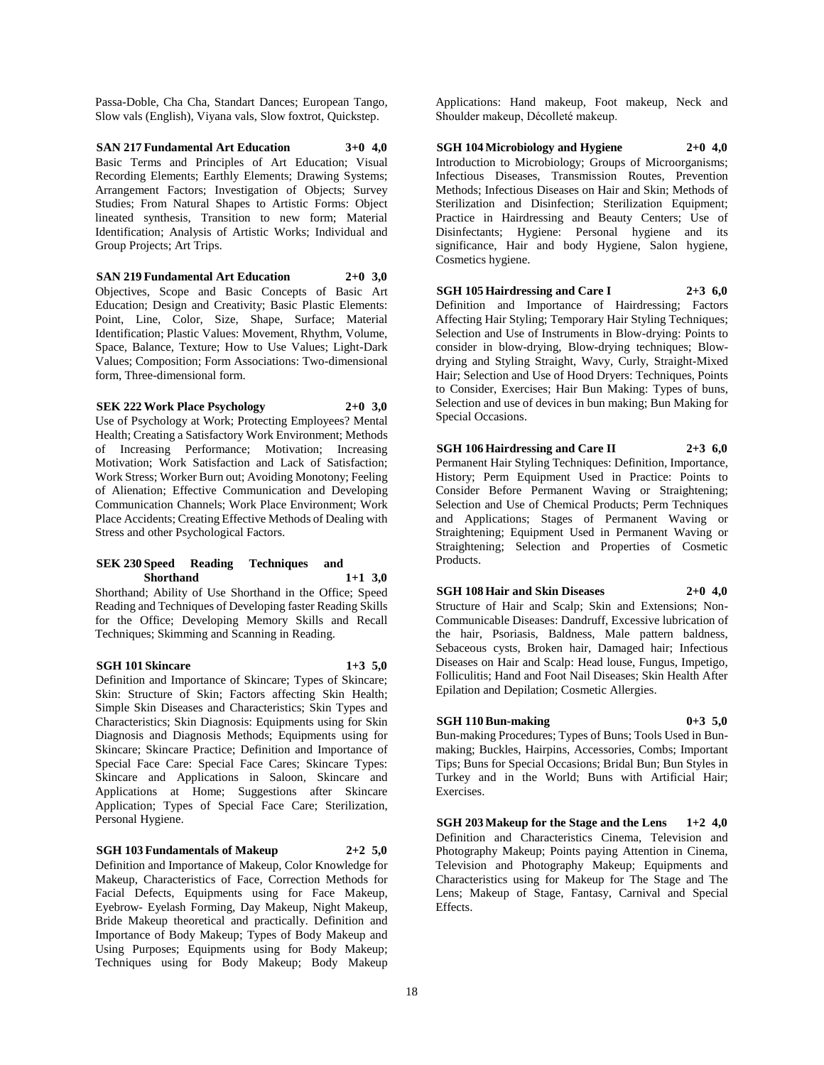Passa-Doble, Cha Cha, Standart Dances; European Tango, Slow vals (English), Viyana vals, Slow foxtrot, Quickstep.

**SAN 217 Fundamental Art Education 3+0 4,0**

Basic Terms and Principles of Art Education; Visual Recording Elements; Earthly Elements; Drawing Systems; Arrangement Factors; Investigation of Objects; Survey Studies; From Natural Shapes to Artistic Forms: Object lineated synthesis, Transition to new form; Material Identification; Analysis of Artistic Works; Individual and Group Projects; Art Trips.

**SAN 219 Fundamental Art Education 2+0 3,0**

Objectives, Scope and Basic Concepts of Basic Art Education; Design and Creativity; Basic Plastic Elements: Point, Line, Color, Size, Shape, Surface; Material Identification; Plastic Values: Movement, Rhythm, Volume, Space, Balance, Texture; How to Use Values; Light-Dark Values; Composition; Form Associations: Two-dimensional form, Three-dimensional form.

**SEK 222 Work Place Psychology 2+0 3,0**

Use of Psychology at Work; Protecting Employees? Mental Health; Creating a Satisfactory Work Environment; Methods of Increasing Performance; Motivation; Increasing Motivation; Work Satisfaction and Lack of Satisfaction; Work Stress; Worker Burn out; Avoiding Monotony; Feeling of Alienation; Effective Communication and Developing Communication Channels; Work Place Environment; Work Place Accidents; Creating Effective Methods of Dealing with Stress and other Psychological Factors.

**SEK 230 Speed Reading Techniques and Shorthand 1+1 3,0**

Shorthand; Ability of Use Shorthand in the Office; Speed Reading and Techniques of Developing faster Reading Skills for the Office; Developing Memory Skills and Recall Techniques; Skimming and Scanning in Reading.

**SGH 101 Skincare 1+3 5,0**

Definition and Importance of Skincare; Types of Skincare; Skin: Structure of Skin; Factors affecting Skin Health; Simple Skin Diseases and Characteristics; Skin Types and Characteristics; Skin Diagnosis: Equipments using for Skin Diagnosis and Diagnosis Methods; Equipments using for Skincare; Skincare Practice; Definition and Importance of Special Face Care: Special Face Cares; Skincare Types: Skincare and Applications in Saloon, Skincare and Applications at Home; Suggestions after Skincare Application; Types of Special Face Care; Sterilization, Personal Hygiene.

**SGH 103 Fundamentals of Makeup 2+2 5,0**

Definition and Importance of Makeup, Color Knowledge for Makeup, Characteristics of Face, Correction Methods for Facial Defects, Equipments using for Face Makeup, Eyebrow- Eyelash Forming, Day Makeup, Night Makeup, Bride Makeup theoretical and practically. Definition and Importance of Body Makeup; Types of Body Makeup and Using Purposes; Equipments using for Body Makeup; Techniques using for Body Makeup; Body Makeup Applications: Hand makeup, Foot makeup, Neck and Shoulder makeup, Décolleté makeup.

**SGH 104 Microbiology and Hygiene 2+0 4,0**

Introduction to Microbiology; Groups of Microorganisms; Infectious Diseases, Transmission Routes, Prevention Methods; Infectious Diseases on Hair and Skin; Methods of Sterilization and Disinfection; Sterilization Equipment; Practice in Hairdressing and Beauty Centers; Use of Disinfectants; Hygiene: Personal hygiene and its significance, Hair and body Hygiene, Salon hygiene, Cosmetics hygiene.

**SGH 105 Hairdressing and Care I 2+3 6,0**

Definition and Importance of Hairdressing; Factors Affecting Hair Styling; Temporary Hair Styling Techniques; Selection and Use of Instruments in Blow-drying: Points to consider in blow-drying, Blow-drying techniques; Blow-drying and Styling Straight, Wavy, Curly, Straight-Mixed Hair; Selection and Use of Hood Dryers: Techniques, Points to Consider, Exercises; Hair Bun Making: Types of buns, Selection and use of devices in bun making; Bun Making for Special Occasions.

**SGH 106 Hairdressing and Care II 2+3 6,0**

Permanent Hair Styling Techniques: Definition, Importance, History; Perm Equipment Used in Practice: Points to Consider Before Permanent Waving or Straightening; Selection and Use of Chemical Products; Perm Techniques and Applications; Stages of Permanent Waving or Straightening; Equipment Used in Permanent Waving or Straightening; Selection and Properties of Cosmetic Products.

**SGH 108 Hair and Skin Diseases 2+0 4,0**

Structure of Hair and Scalp; Skin and Extensions; Non-Communicable Diseases: Dandruff, Excessive lubrication of the hair, Psoriasis, Baldness, Male pattern baldness, Sebaceous cysts, Broken hair, Damaged hair; Infectious Diseases on Hair and Scalp: Head louse, Fungus, Impetigo, Folliculitis; Hand and Foot Nail Diseases; Skin Health After Epilation and Depilation; Cosmetic Allergies.

**SGH 110 Bun-making 0+3 5,0**

Bun-making Procedures; Types of Buns; Tools Used in Bun-making; Buckles, Hairpins, Accessories, Combs; Important Tips; Buns for Special Occasions; Bridal Bun; Bun Styles in Turkey and in the World; Buns with Artificial Hair; Exercises.

**SGH 203 Makeup for the Stage and the Lens 1+2 4,0**

Definition and Characteristics Cinema, Television and Photography Makeup; Points paying Attention in Cinema, Television and Photography Makeup; Equipments and Characteristics using for Makeup for The Stage and The Lens; Makeup of Stage, Fantasy, Carnival and Special Effects.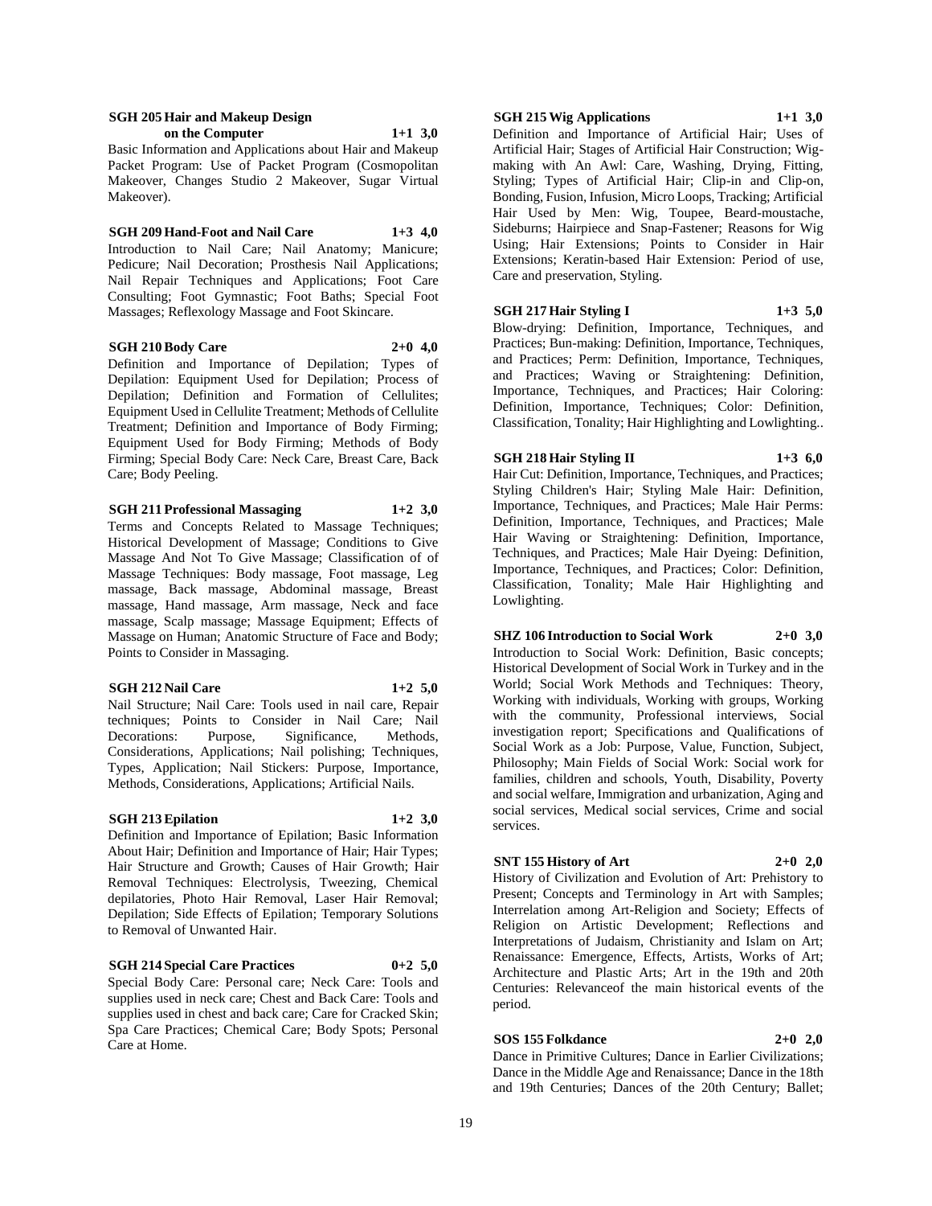**SGH 205 Hair and Makeup Design on the Computer 1+1 3,0**

Basic Information and Applications about Hair and Makeup Packet Program: Use of Packet Program (Cosmopolitan Makeover, Changes Studio 2 Makeover, Sugar Virtual Makeover).

**SGH 209 Hand-Foot and Nail Care 1+3 4,0**

Introduction to Nail Care; Nail Anatomy; Manicure; Pedicure; Nail Decoration; Prosthesis Nail Applications; Nail Repair Techniques and Applications; Foot Care Consulting; Foot Gymnastic; Foot Baths; Special Foot Massages; Reflexology Massage and Foot Skincare.

**SGH 210 Body Care 2+0 4,0**

Definition and Importance of Depilation; Types of Depilation: Equipment Used for Depilation; Process of Depilation; Definition and Formation of Cellulites; Equipment Used in Cellulite Treatment; Methods of Cellulite Treatment; Definition and Importance of Body Firming; Equipment Used for Body Firming; Methods of Body Firming; Special Body Care: Neck Care, Breast Care, Back Care; Body Peeling.

**SGH 211 Professional Massaging 1+2 3,0**

Terms and Concepts Related to Massage Techniques; Historical Development of Massage; Conditions to Give Massage And Not To Give Massage; Classification of of Massage Techniques: Body massage, Foot massage, Leg massage, Back massage, Abdominal massage, Breast massage, Hand massage, Arm massage, Neck and face massage, Scalp massage; Massage Equipment; Effects of Massage on Human; Anatomic Structure of Face and Body; Points to Consider in Massaging.

**SGH 212 Nail Care 1+2 5,0**

Nail Structure; Nail Care: Tools used in nail care, Repair techniques; Points to Consider in Nail Care; Nail Decorations: Purpose, Significance, Methods, Considerations, Applications; Nail polishing; Techniques, Types, Application; Nail Stickers: Purpose, Importance, Methods, Considerations, Applications; Artificial Nails.

**SGH 213 Epilation 1+2 3,0**

Definition and Importance of Epilation; Basic Information About Hair; Definition and Importance of Hair; Hair Types; Hair Structure and Growth; Causes of Hair Growth; Hair Removal Techniques: Electrolysis, Tweezing, Chemical depilatories, Photo Hair Removal, Laser Hair Removal; Depilation; Side Effects of Epilation; Temporary Solutions to Removal of Unwanted Hair.

**SGH 214 Special Care Practices 0+2 5,0**

Special Body Care: Personal care; Neck Care: Tools and supplies used in neck care; Chest and Back Care: Tools and supplies used in chest and back care; Care for Cracked Skin; Spa Care Practices; Chemical Care; Body Spots; Personal Care at Home.

**SGH 215 Wig Applications 1+1 3,0**

Definition and Importance of Artificial Hair; Uses of Artificial Hair; Stages of Artificial Hair Construction; Wig-making with An Awl: Care, Washing, Drying, Fitting, Styling; Types of Artificial Hair; Clip-in and Clip-on, Bonding, Fusion, Infusion, Micro Loops, Tracking; Artificial Hair Used by Men: Wig, Toupee, Beard-moustache, Sideburns; Hairpiece and Snap-Fastener; Reasons for Wig Using; Hair Extensions; Points to Consider in Hair Extensions; Keratin-based Hair Extension: Period of use, Care and preservation, Styling.

**SGH 217 Hair Styling I 1+3 5,0**

Blow-drying: Definition, Importance, Techniques, and Practices; Bun-making: Definition, Importance, Techniques, and Practices; Perm: Definition, Importance, Techniques, and Practices; Waving or Straightening: Definition, Importance, Techniques, and Practices; Hair Coloring: Definition, Importance, Techniques; Color: Definition, Classification, Tonality; Hair Highlighting and Lowlighting..

**SGH 218 Hair Styling II 1+3 6,0**

Hair Cut: Definition, Importance, Techniques, and Practices; Styling Children's Hair; Styling Male Hair: Definition, Importance, Techniques, and Practices; Male Hair Perms: Definition, Importance, Techniques, and Practices; Male Hair Waving or Straightening: Definition, Importance, Techniques, and Practices; Male Hair Dyeing: Definition, Importance, Techniques, and Practices; Color: Definition, Classification, Tonality; Male Hair Highlighting and Lowlighting.

**SHZ 106 Introduction to Social Work 2+0 3,0**

Introduction to Social Work: Definition, Basic concepts; Historical Development of Social Work in Turkey and in the World; Social Work Methods and Techniques: Theory, Working with individuals, Working with groups, Working with the community, Professional interviews, Social investigation report; Specifications and Qualifications of Social Work as a Job: Purpose, Value, Function, Subject, Philosophy; Main Fields of Social Work: Social work for families, children and schools, Youth, Disability, Poverty and social welfare, Immigration and urbanization, Aging and social services, Medical social services, Crime and social services.

**SNT 155 History of Art 2+0 2,0**

History of Civilization and Evolution of Art: Prehistory to Present; Concepts and Terminology in Art with Samples; Interrelation among Art-Religion and Society; Effects of Religion on Artistic Development; Reflections and Interpretations of Judaism, Christianity and Islam on Art; Renaissance: Emergence, Effects, Artists, Works of Art; Architecture and Plastic Arts; Art in the 19th and 20th Centuries: Relevanceof the main historical events of the period.

**SOS 155 Folkdance 2+0 2,0**

Dance in Primitive Cultures; Dance in Earlier Civilizations; Dance in the Middle Age and Renaissance; Dance in the 18th and 19th Centuries; Dances of the 20th Century; Ballet;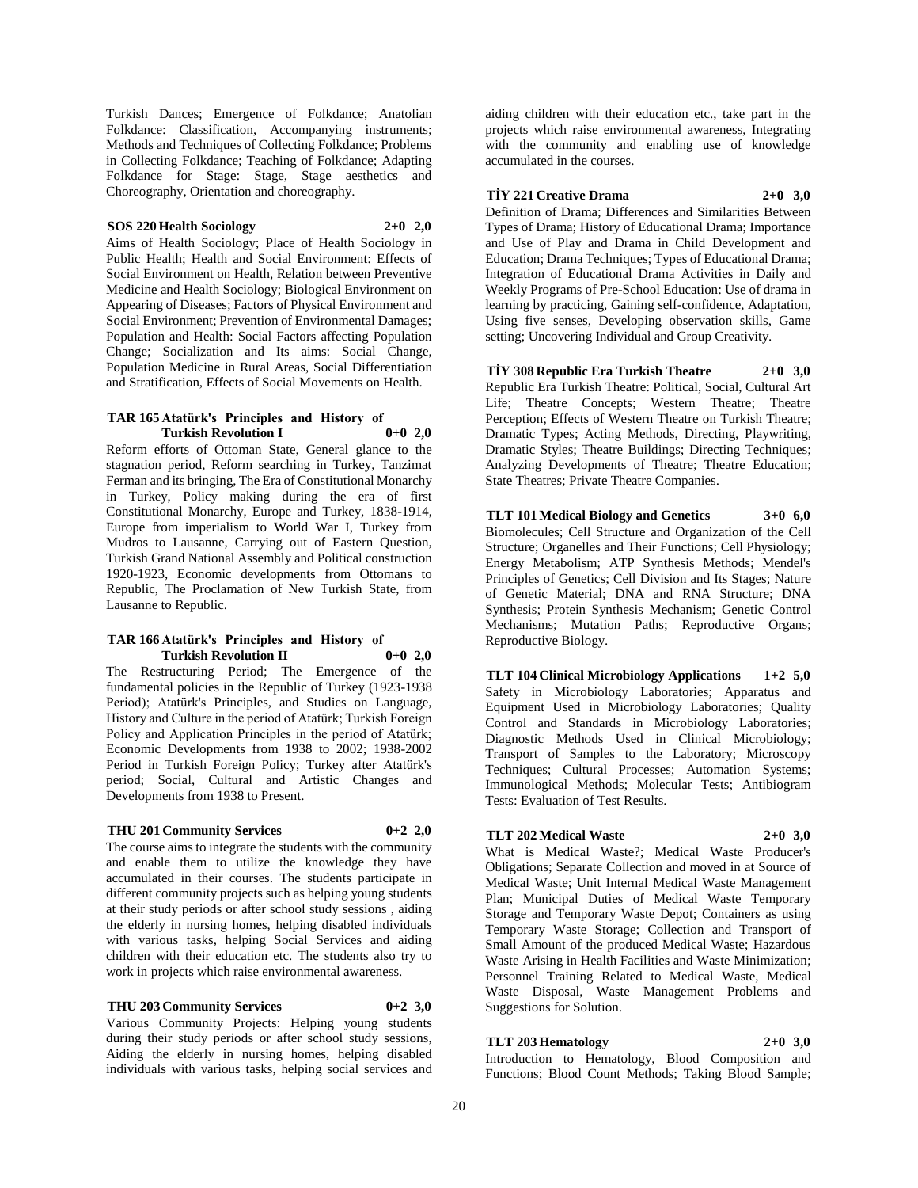Turkish Dances; Emergence of Folkdance; Anatolian Folkdance: Classification, Accompanying instruments; Methods and Techniques of Collecting Folkdance; Problems in Collecting Folkdance; Teaching of Folkdance; Adapting Folkdance for Stage: Stage, Stage aesthetics and Choreography, Orientation and choreography.

**SOS 220 Health Sociology 2+0 2,0**

Aims of Health Sociology; Place of Health Sociology in Public Health; Health and Social Environment: Effects of Social Environment on Health, Relation between Preventive Medicine and Health Sociology; Biological Environment on Appearing of Diseases; Factors of Physical Environment and Social Environment; Prevention of Environmental Damages; Population and Health: Social Factors affecting Population Change; Socialization and Its aims: Social Change, Population Medicine in Rural Areas, Social Differentiation and Stratification, Effects of Social Movements on Health.

**TAR 165 Atatürk's Principles and History of Turkish Revolution I 0+0 2,0**

Reform efforts of Ottoman State, General glance to the stagnation period, Reform searching in Turkey, Tanzimat Ferman and its bringing, The Era of Constitutional Monarchy in Turkey, Policy making during the era of first Constitutional Monarchy, Europe and Turkey, 1838-1914, Europe from imperialism to World War I, Turkey from Mudros to Lausanne, Carrying out of Eastern Question, Turkish Grand National Assembly and Political construction 1920-1923, Economic developments from Ottomans to Republic, The Proclamation of New Turkish State, from Lausanne to Republic.

**TAR 166 Atatürk's Principles and History of Turkish Revolution II 0+0 2,0**

The Restructuring Period; The Emergence of the fundamental policies in the Republic of Turkey (1923-1938 Period); Atatürk's Principles, and Studies on Language, History and Culture in the period of Atatürk; Turkish Foreign Policy and Application Principles in the period of Atatürk; Economic Developments from 1938 to 2002; 1938-2002 Period in Turkish Foreign Policy; Turkey after Atatürk's period; Social, Cultural and Artistic Changes and Developments from 1938 to Present.

**THU 201 Community Services 0+2 2,0**

The course aims to integrate the students with the community and enable them to utilize the knowledge they have accumulated in their courses. The students participate in different community projects such as helping young students at their study periods or after school study sessions , aiding the elderly in nursing homes, helping disabled individuals with various tasks, helping Social Services and aiding children with their education etc. The students also try to work in projects which raise environmental awareness.

**THU 203 Community Services 0+2 3,0**

Various Community Projects: Helping young students during their study periods or after school study sessions, Aiding the elderly in nursing homes, helping disabled individuals with various tasks, helping social services and aiding children with their education etc., take part in the projects which raise environmental awareness, Integrating with the community and enabling use of knowledge accumulated in the courses.

**TİY 221 Creative Drama 2+0 3,0**

Definition of Drama; Differences and Similarities Between Types of Drama; History of Educational Drama; Importance and Use of Play and Drama in Child Development and Education; Drama Techniques; Types of Educational Drama; Integration of Educational Drama Activities in Daily and Weekly Programs of Pre-School Education: Use of drama in learning by practicing, Gaining self-confidence, Adaptation, Using five senses, Developing observation skills, Game setting; Uncovering Individual and Group Creativity.

**TİY 308 Republic Era Turkish Theatre 2+0 3,0**

Republic Era Turkish Theatre: Political, Social, Cultural Art Life; Theatre Concepts; Western Theatre; Theatre Perception; Effects of Western Theatre on Turkish Theatre; Dramatic Types; Acting Methods, Directing, Playwriting, Dramatic Styles; Theatre Buildings; Directing Techniques; Analyzing Developments of Theatre; Theatre Education; State Theatres; Private Theatre Companies.

**TLT 101 Medical Biology and Genetics 3+0 6,0**

Biomolecules; Cell Structure and Organization of the Cell Structure; Organelles and Their Functions; Cell Physiology; Energy Metabolism; ATP Synthesis Methods; Mendel's Principles of Genetics; Cell Division and Its Stages; Nature of Genetic Material; DNA and RNA Structure; DNA Synthesis; Protein Synthesis Mechanism; Genetic Control Mechanisms; Mutation Paths; Reproductive Organs; Reproductive Biology.

**TLT 104 Clinical Microbiology Applications 1+2 5,0**

Safety in Microbiology Laboratories; Apparatus and Equipment Used in Microbiology Laboratories; Quality Control and Standards in Microbiology Laboratories; Diagnostic Methods Used in Clinical Microbiology; Transport of Samples to the Laboratory; Microscopy Techniques; Cultural Processes; Automation Systems; Immunological Methods; Molecular Tests; Antibiogram Tests: Evaluation of Test Results.

**TLT 202 Medical Waste 2+0 3,0**

What is Medical Waste?; Medical Waste Producer's Obligations; Separate Collection and moved in at Source of Medical Waste; Unit Internal Medical Waste Management Plan; Municipal Duties of Medical Waste Temporary Storage and Temporary Waste Depot; Containers as using Temporary Waste Storage; Collection and Transport of Small Amount of the produced Medical Waste; Hazardous Waste Arising in Health Facilities and Waste Minimization; Personnel Training Related to Medical Waste, Medical Waste Disposal, Waste Management Problems and Suggestions for Solution.

**TLT 203 Hematology 2+0 3,0**

Introduction to Hematology, Blood Composition and Functions; Blood Count Methods; Taking Blood Sample;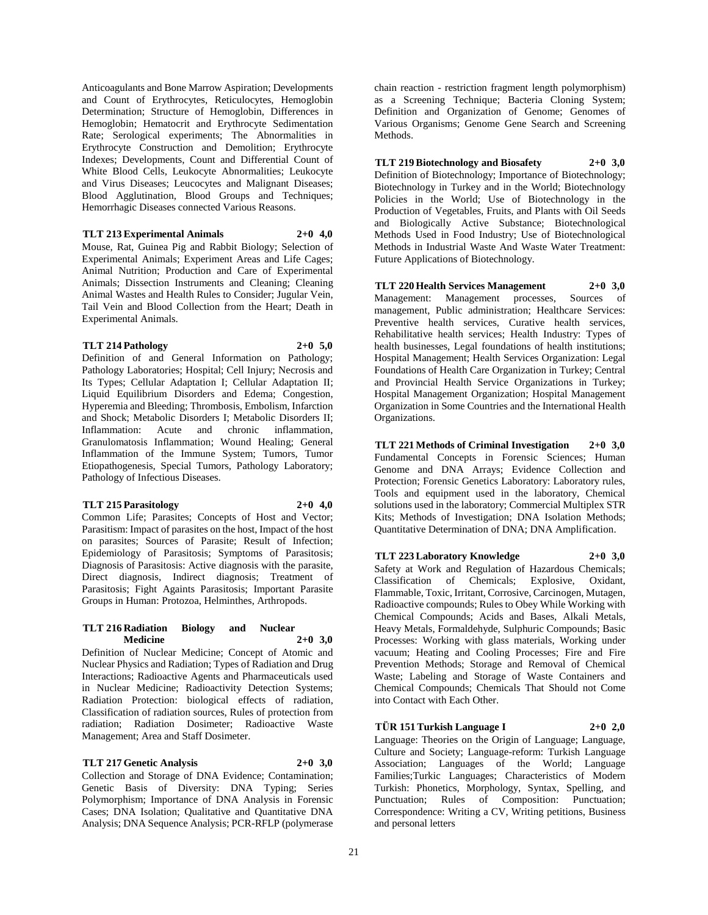Anticoagulants and Bone Marrow Aspiration; Developments and Count of Erythrocytes, Reticulocytes, Hemoglobin Determination; Structure of Hemoglobin, Differences in Hemoglobin; Hematocrit and Erythrocyte Sedimentation Rate; Serological experiments; The Abnormalities in Erythrocyte Construction and Demolition; Erythrocyte Indexes; Developments, Count and Differential Count of White Blood Cells, Leukocyte Abnormalities; Leukocyte and Virus Diseases; Leucocytes and Malignant Diseases; Blood Agglutination, Blood Groups and Techniques; Hemorrhagic Diseases connected Various Reasons.

**TLT 213 Experimental Animals 2+0 4,0**

Mouse, Rat, Guinea Pig and Rabbit Biology; Selection of Experimental Animals; Experiment Areas and Life Cages; Animal Nutrition; Production and Care of Experimental Animals; Dissection Instruments and Cleaning; Cleaning Animal Wastes and Health Rules to Consider; Jugular Vein, Tail Vein and Blood Collection from the Heart; Death in Experimental Animals.

**TLT 214 Pathology 2+0 5,0**

Definition of and General Information on Pathology; Pathology Laboratories; Hospital; Cell Injury; Necrosis and Its Types; Cellular Adaptation I; Cellular Adaptation II; Liquid Equilibrium Disorders and Edema; Congestion, Hyperemia and Bleeding; Thrombosis, Embolism, Infarction and Shock; Metabolic Disorders I; Metabolic Disorders II; Inflammation: Acute and chronic inflammation, Granulomatosis Inflammation; Wound Healing; General Inflammation of the Immune System; Tumors, Tumor Etiopathogenesis, Special Tumors, Pathology Laboratory; Pathology of Infectious Diseases.

**TLT 215 Parasitology 2+0 4,0**

Common Life; Parasites; Concepts of Host and Vector; Parasitism: Impact of parasites on the host, Impact of the host on parasites; Sources of Parasite; Result of Infection; Epidemiology of Parasitosis; Symptoms of Parasitosis; Diagnosis of Parasitosis: Active diagnosis with the parasite, Direct diagnosis, Indirect diagnosis; Treatment of Parasitosis; Fight Againts Parasitosis; Important Parasite Groups in Human: Protozoa, Helminthes, Arthropods.

**TLT 216 Radiation Biology and Nuclear Medicine 2+0 3,0**

Definition of Nuclear Medicine; Concept of Atomic and Nuclear Physics and Radiation; Types of Radiation and Drug Interactions; Radioactive Agents and Pharmaceuticals used in Nuclear Medicine; Radioactivity Detection Systems; Radiation Protection: biological effects of radiation, Classification of radiation sources, Rules of protection from radiation; Radiation Dosimeter; Radioactive Waste Management; Area and Staff Dosimeter.

**TLT 217 Genetic Analysis 2+0 3,0**

Collection and Storage of DNA Evidence; Contamination; Genetic Basis of Diversity: DNA Typing; Series Polymorphism; Importance of DNA Analysis in Forensic Cases; DNA Isolation; Qualitative and Quantitative DNA Analysis; DNA Sequence Analysis; PCR-RFLP (polymerase chain reaction - restriction fragment length polymorphism) as a Screening Technique; Bacteria Cloning System; Definition and Organization of Genome; Genomes of Various Organisms; Genome Gene Search and Screening Methods.

**TLT 219 Biotechnology and Biosafety 2+0 3,0**

Definition of Biotechnology; Importance of Biotechnology; Biotechnology in Turkey and in the World; Biotechnology Policies in the World; Use of Biotechnology in the Production of Vegetables, Fruits, and Plants with Oil Seeds and Biologically Active Substance; Biotechnological Methods Used in Food Industry; Use of Biotechnological Methods in Industrial Waste And Waste Water Treatment: Future Applications of Biotechnology.

**TLT 220 Health Services Management 2+0 3,0**

Management: Management processes, Sources of management, Public administration; Healthcare Services: Preventive health services, Curative health services, Rehabilitative health services; Health Industry: Types of health businesses, Legal foundations of health institutions; Hospital Management; Health Services Organization: Legal Foundations of Health Care Organization in Turkey; Central and Provincial Health Service Organizations in Turkey; Hospital Management Organization; Hospital Management Organization in Some Countries and the International Health Organizations.

**TLT 221 Methods of Criminal Investigation 2+0 3,0**

Fundamental Concepts in Forensic Sciences; Human Genome and DNA Arrays; Evidence Collection and Protection; Forensic Genetics Laboratory: Laboratory rules, Tools and equipment used in the laboratory, Chemical solutions used in the laboratory; Commercial Multiplex STR Kits; Methods of Investigation; DNA Isolation Methods; Quantitative Determination of DNA; DNA Amplification.

**TLT 223 Laboratory Knowledge 2+0 3,0**

Safety at Work and Regulation of Hazardous Chemicals; Classification of Chemicals; Explosive, Oxidant, Flammable, Toxic, Irritant, Corrosive, Carcinogen, Mutagen, Radioactive compounds; Rules to Obey While Working with Chemical Compounds; Acids and Bases, Alkali Metals, Heavy Metals, Formaldehyde, Sulphuric Compounds; Basic Processes: Working with glass materials, Working under vacuum; Heating and Cooling Processes; Fire and Fire Prevention Methods; Storage and Removal of Chemical Waste; Labeling and Storage of Waste Containers and Chemical Compounds; Chemicals That Should not Come into Contact with Each Other.

**TÜR 151 Turkish Language I 2+0 2,0**

Language: Theories on the Origin of Language; Language, Culture and Society; Language-reform: Turkish Language Association; Languages of the World; Language Families;Turkic Languages; Characteristics of Modern Turkish: Phonetics, Morphology, Syntax, Spelling, and Punctuation; Rules of Composition: Punctuation; Correspondence: Writing a CV, Writing petitions, Business and personal letters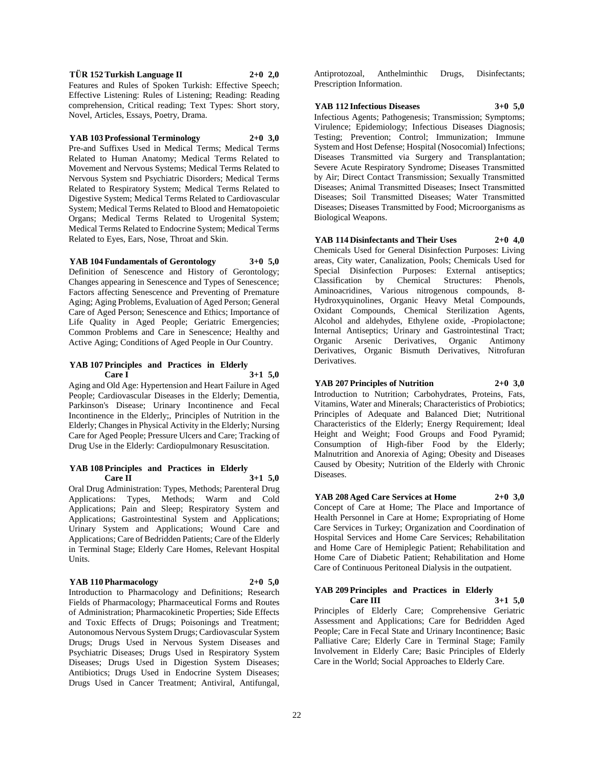**TÜR 152 Turkish Language II 2+0 2,0**

Features and Rules of Spoken Turkish: Effective Speech; Effective Listening: Rules of Listening; Reading: Reading comprehension, Critical reading; Text Types: Short story, Novel, Articles, Essays, Poetry, Drama.

**YAB 103 Professional Terminology 2+0 3,0**

Pre-and Suffixes Used in Medical Terms; Medical Terms Related to Human Anatomy; Medical Terms Related to Movement and Nervous Systems; Medical Terms Related to Nervous System snd Psychiatric Disorders; Medical Terms Related to Respiratory System; Medical Terms Related to Digestive System; Medical Terms Related to Cardiovascular System; Medical Terms Related to Blood and Hematopoietic Organs; Medical Terms Related to Urogenital System; Medical Terms Related to Endocrine System; Medical Terms Related to Eyes, Ears, Nose, Throat and Skin.

**YAB 104 Fundamentals of Gerontology 3+0 5,0**

Definition of Senescence and History of Gerontology; Changes appearing in Senescence and Types of Senescence; Factors affecting Senescence and Preventing of Premature Aging; Aging Problems, Evaluation of Aged Person; General Care of Aged Person; Senescence and Ethics; Importance of Life Quality in Aged People; Geriatric Emergencies; Common Problems and Care in Senescence; Healthy and Active Aging; Conditions of Aged People in Our Country.

**YAB 107 Principles and Practices in Elderly Care I 3+1 5,0**

Aging and Old Age: Hypertension and Heart Failure in Aged People; Cardiovascular Diseases in the Elderly; Dementia, Parkinson's Disease; Urinary Incontinence and Fecal Incontinence in the Elderly;, Principles of Nutrition in the Elderly; Changes in Physical Activity in the Elderly; Nursing Care for Aged People; Pressure Ulcers and Care; Tracking of Drug Use in the Elderly: Cardiopulmonary Resuscitation.

**YAB 108 Principles and Practices in Elderly Care II 3+1 5,0**

Oral Drug Administration: Types, Methods; Parenteral Drug Applications: Types, Methods; Warm and Cold Applications; Pain and Sleep; Respiratory System and Applications; Gastrointestinal System and Applications; Urinary System and Applications; Wound Care and Applications; Care of Bedridden Patients; Care of the Elderly in Terminal Stage; Elderly Care Homes, Relevant Hospital Units.

**YAB 110 Pharmacology 2+0 5,0**

Introduction to Pharmacology and Definitions; Research Fields of Pharmacology; Pharmaceutical Forms and Routes of Administration; Pharmacokinetic Properties; Side Effects and Toxic Effects of Drugs; Poisonings and Treatment; Autonomous Nervous System Drugs; Cardiovascular System Drugs; Drugs Used in Nervous System Diseases and Psychiatric Diseases; Drugs Used in Respiratory System Diseases; Drugs Used in Digestion System Diseases; Antibiotics; Drugs Used in Endocrine System Diseases; Drugs Used in Cancer Treatment; Antiviral, Antifungal, Antiprotozoal, Anthelminthic Drugs, Disinfectants; Prescription Information.

**YAB 112 Infectious Diseases 3+0 5,0**

Infectious Agents; Pathogenesis; Transmission; Symptoms; Virulence; Epidemiology; Infectious Diseases Diagnosis; Testing; Prevention; Control; Immunization; Immune System and Host Defense; Hospital (Nosocomial) Infections; Diseases Transmitted via Surgery and Transplantation; Severe Acute Respiratory Syndrome; Diseases Transmitted by Air; Direct Contact Transmission; Sexually Transmitted Diseases; Animal Transmitted Diseases; Insect Transmitted Diseases; Soil Transmitted Diseases; Water Transmitted Diseases; Diseases Transmitted by Food; Microorganisms as Biological Weapons.

**YAB 114 Disinfectants and Their Uses 2+0 4,0**

Chemicals Used for General Disinfection Purposes: Living areas, City water, Canalization, Pools; Chemicals Used for Special Disinfection Purposes: External antiseptics; Classification by Chemical Structures: Phenols, Aminoacridines, Various nitrogenous compounds, 8-Hydroxyquinolines, Organic Heavy Metal Compounds, Oxidant Compounds, Chemical Sterilization Agents, Alcohol and aldehydes, Ethylene oxide, -Propiolactone; Internal Antiseptics; Urinary and Gastrointestinal Tract; Organic Arsenic Derivatives, Organic Antimony Derivatives, Organic Bismuth Derivatives, Nitrofuran Derivatives.

**YAB 207 Principles of Nutrition 2+0 3,0**

Introduction to Nutrition; Carbohydrates, Proteins, Fats, Vitamins, Water and Minerals; Characteristics of Probiotics; Principles of Adequate and Balanced Diet; Nutritional Characteristics of the Elderly; Energy Requirement; Ideal Height and Weight; Food Groups and Food Pyramid; Consumption of High-fiber Food by the Elderly; Malnutrition and Anorexia of Aging; Obesity and Diseases Caused by Obesity; Nutrition of the Elderly with Chronic Diseases.

**YAB 208 Aged Care Services at Home 2+0 3,0**

Concept of Care at Home; The Place and Importance of Health Personnel in Care at Home; Expropriating of Home Care Services in Turkey; Organization and Coordination of Hospital Services and Home Care Services; Rehabilitation and Home Care of Hemiplegic Patient; Rehabilitation and Home Care of Diabetic Patient; Rehabilitation and Home Care of Continuous Peritoneal Dialysis in the outpatient.

**YAB 209 Principles and Practices in Elderly Care III 3+1 5,0**

Principles of Elderly Care; Comprehensive Geriatric Assessment and Applications; Care for Bedridden Aged People; Care in Fecal State and Urinary Incontinence; Basic Palliative Care; Elderly Care in Terminal Stage; Family Involvement in Elderly Care; Basic Principles of Elderly Care in the World; Social Approaches to Elderly Care.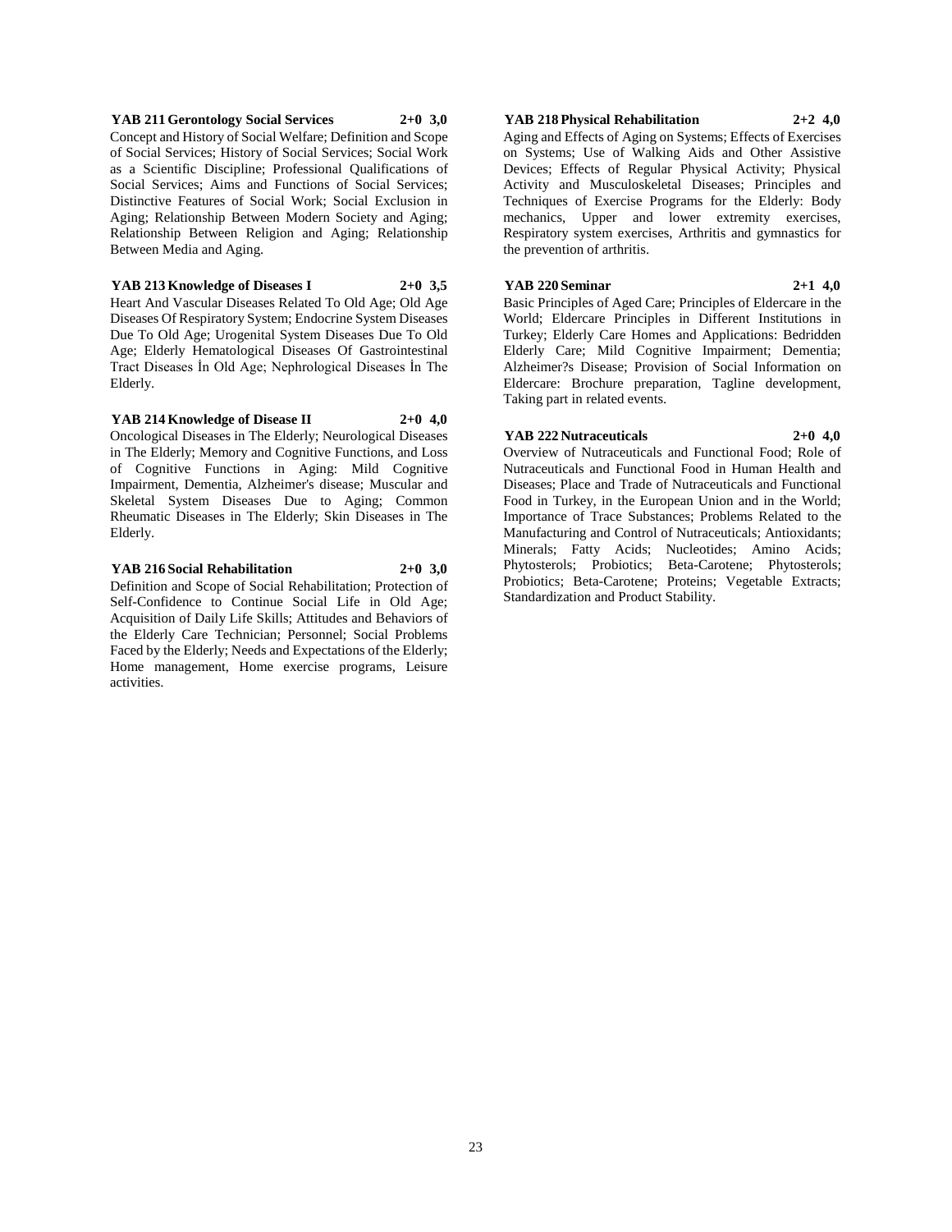**YAB 211 Gerontology Social Services 2+0 3,0**

Concept and History of Social Welfare; Definition and Scope of Social Services; History of Social Services; Social Work as a Scientific Discipline; Professional Qualifications of Social Services; Aims and Functions of Social Services; Distinctive Features of Social Work; Social Exclusion in Aging; Relationship Between Modern Society and Aging; Relationship Between Religion and Aging; Relationship Between Media and Aging.

**YAB 213 Knowledge of Diseases I 2+0 3,5**

Heart And Vascular Diseases Related To Old Age; Old Age Diseases Of Respiratory System; Endocrine System Diseases Due To Old Age; Urogenital System Diseases Due To Old Age; Elderly Hematological Diseases Of Gastrointestinal Tract Diseases İn Old Age; Nephrological Diseases İn The Elderly.

**YAB 214 Knowledge of Disease II 2+0 4,0**

Oncological Diseases in The Elderly; Neurological Diseases in The Elderly; Memory and Cognitive Functions, and Loss of Cognitive Functions in Aging: Mild Cognitive Impairment, Dementia, Alzheimer's disease; Muscular and Skeletal System Diseases Due to Aging; Common Rheumatic Diseases in The Elderly; Skin Diseases in The Elderly.

**YAB 216 Social Rehabilitation 2+0 3,0**

Definition and Scope of Social Rehabilitation; Protection of Self-Confidence to Continue Social Life in Old Age; Acquisition of Daily Life Skills; Attitudes and Behaviors of the Elderly Care Technician; Personnel; Social Problems Faced by the Elderly; Needs and Expectations of the Elderly; Home management, Home exercise programs, Leisure activities.

**YAB 218 Physical Rehabilitation 2+2 4,0**

Aging and Effects of Aging on Systems; Effects of Exercises on Systems; Use of Walking Aids and Other Assistive Devices; Effects of Regular Physical Activity; Physical Activity and Musculoskeletal Diseases; Principles and Techniques of Exercise Programs for the Elderly: Body mechanics, Upper and lower extremity exercises, Respiratory system exercises, Arthritis and gymnastics for the prevention of arthritis.

**YAB 220 Seminar 2+1 4,0**

Basic Principles of Aged Care; Principles of Eldercare in the World; Eldercare Principles in Different Institutions in Turkey; Elderly Care Homes and Applications: Bedridden Elderly Care; Mild Cognitive Impairment; Dementia; Alzheimer?s Disease; Provision of Social Information on Eldercare: Brochure preparation, Tagline development, Taking part in related events.

**YAB 222 Nutraceuticals 2+0 4,0**

Overview of Nutraceuticals and Functional Food; Role of Nutraceuticals and Functional Food in Human Health and Diseases; Place and Trade of Nutraceuticals and Functional Food in Turkey, in the European Union and in the World; Importance of Trace Substances; Problems Related to the Manufacturing and Control of Nutraceuticals; Antioxidants; Minerals; Fatty Acids; Nucleotides; Amino Acids; Phytosterols; Probiotics; Beta-Carotene; Phytosterols; Probiotics; Beta-Carotene; Proteins; Vegetable Extracts; Standardization and Product Stability.